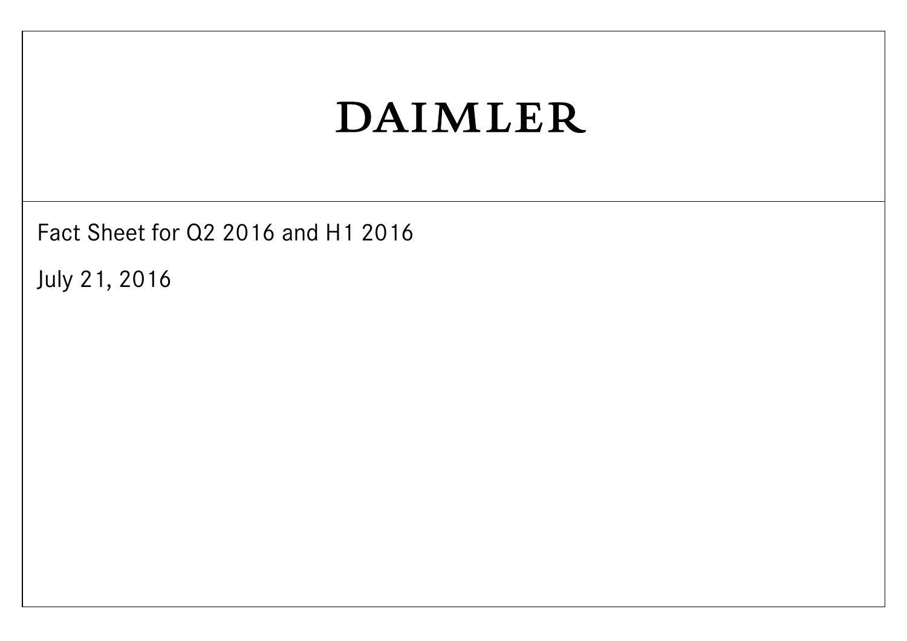# DAIMLER

Fact Sheet for Q2 2016 and H1 2016

July 21, 2016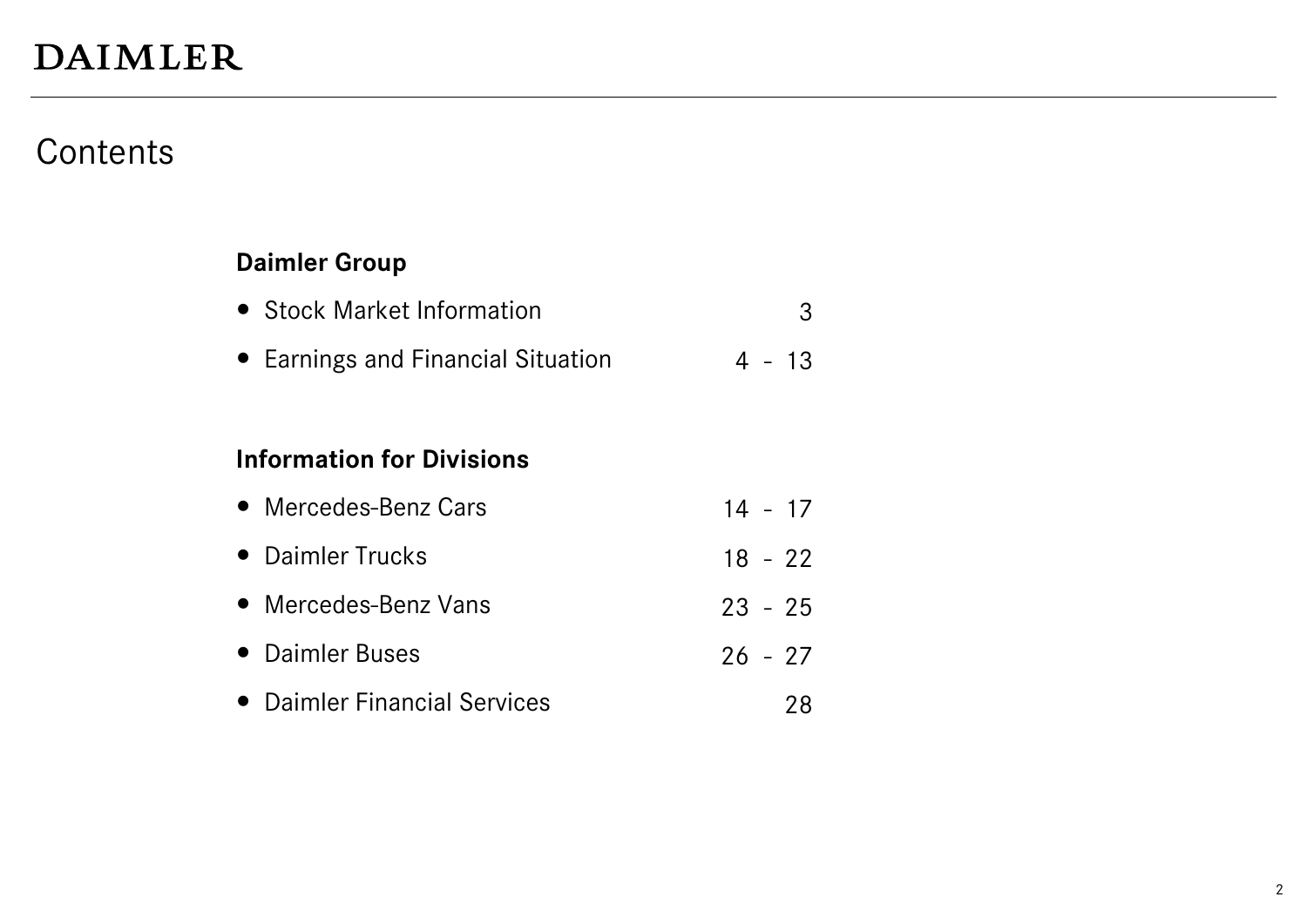DAIMLER

# Contents

**Daimler Group**

- Stock Market Information 3
- Earnings and Financial Situation 4 - 13

**Information for Divisions**

- Mercedes-Benz Cars 14 - 17
- Daimler Trucks 18 - 22
- Mercedes-Benz Vans 23 - 25
- Daimler Buses 26 - 27
- Daimler Financial Services 28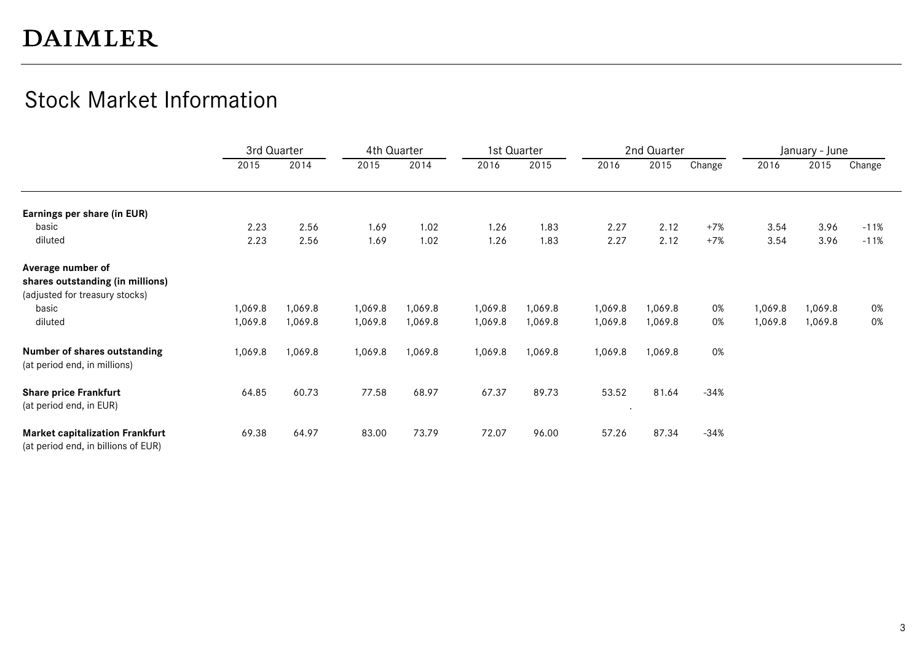# DAIMLER

## Stock Market Information

| | 3rd Quarter | | 4th Quarter | | 1st Quarter | | 2nd Quarter | | | January - June | | |
|---|---|---|---|---|---|---|---|---|---|---|---|---|
| | 2015 | 2014 | 2015 | 2014 | 2016 | 2015 | 2016 | 2015 | Change | 2016 | 2015 | Change |
| **Earnings per share (in EUR)** | | | | | | | | | | | | |
| basic | 2.23 | 2.56 | 1.69 | 1.02 | 1.26 | 1.83 | 2.27 | 2.12 | +7% | 3.54 | 3.96 | -11% |
| diluted | 2.23 | 2.56 | 1.69 | 1.02 | 1.26 | 1.83 | 2.27 | 2.12 | +7% | 3.54 | 3.96 | -11% |
| **Average number of shares outstanding (in millions)** (adjusted for treasury stocks) | | | | | | | | | | | | |
| basic | 1,069.8 | 1,069.8 | 1,069.8 | 1,069.8 | 1,069.8 | 1,069.8 | 1,069.8 | 1,069.8 | 0% | 1,069.8 | 1,069.8 | 0% |
| diluted | 1,069.8 | 1,069.8 | 1,069.8 | 1,069.8 | 1,069.8 | 1,069.8 | 1,069.8 | 1,069.8 | 0% | 1,069.8 | 1,069.8 | 0% |
| **Number of shares outstanding** (at period end, in millions) | 1,069.8 | 1,069.8 | 1,069.8 | 1,069.8 | 1,069.8 | 1,069.8 | 1,069.8 | 1,069.8 | 0% | | | |
| **Share price Frankfurt** (at period end, in EUR) | 64.85 | 60.73 | 77.58 | 68.97 | 67.37 | 89.73 | 53.52 | 81.64 | -34% | | | |
| **Market capitalization Frankfurt** (at period end, in billions of EUR) | 69.38 | 64.97 | 83.00 | 73.79 | 72.07 | 96.00 | 57.26 | 87.34 | -34% | | | |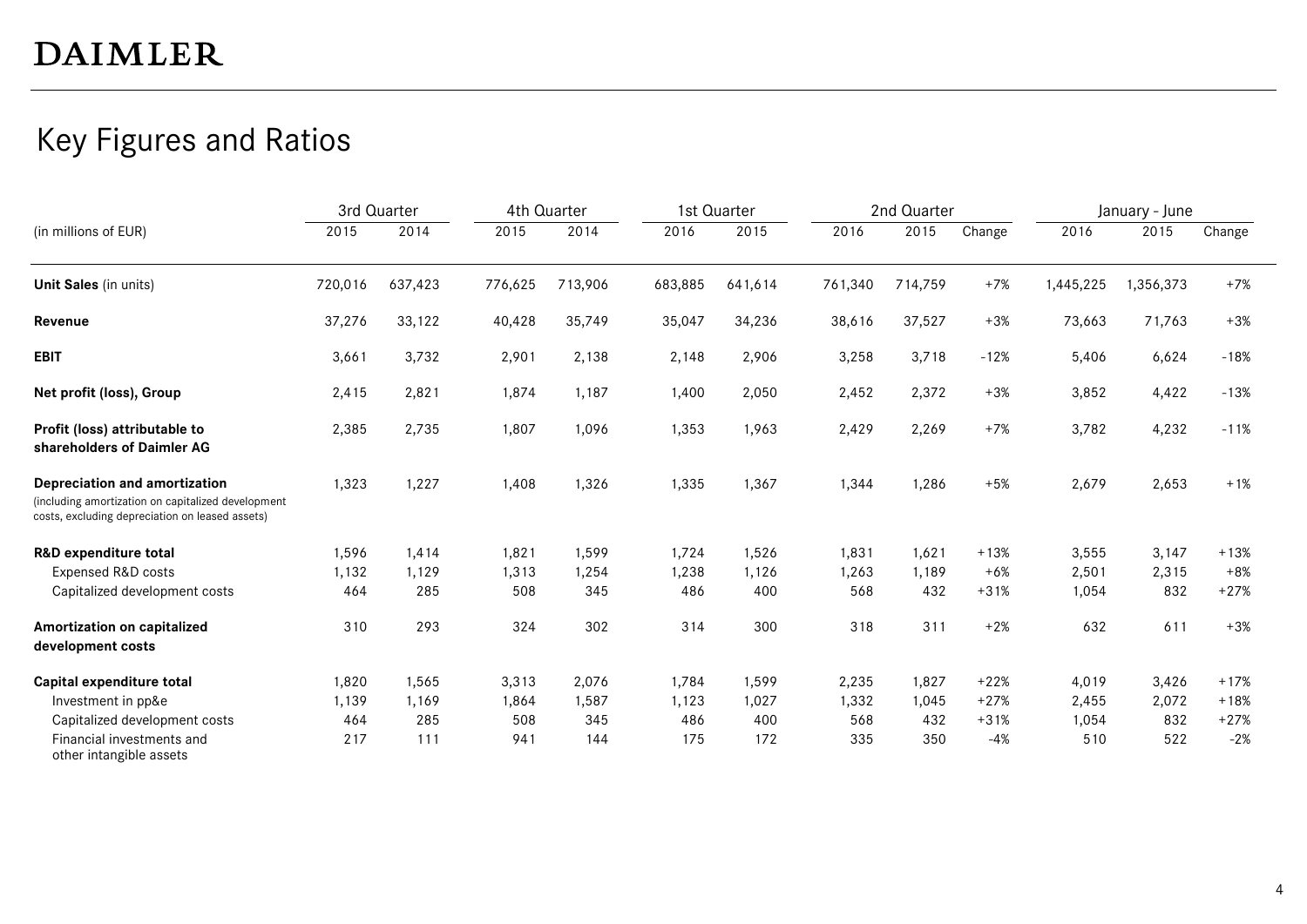# DAIMLER

## Key Figures and Ratios

| (in millions of EUR) | 3rd Quarter | | 4th Quarter | | 1st Quarter | | 2nd Quarter | | | January - June | | |
|---|---|---|---|---|---|---|---|---|---|---|---|---|
| | 2015 | 2014 | 2015 | 2014 | 2016 | 2015 | 2016 | 2015 | Change | 2016 | 2015 | Change |
| **Unit Sales** (in units) | 720,016 | 637,423 | 776,625 | 713,906 | 683,885 | 641,614 | 761,340 | 714,759 | +7% | 1,445,225 | 1,356,373 | +7% |
| **Revenue** | 37,276 | 33,122 | 40,428 | 35,749 | 35,047 | 34,236 | 38,616 | 37,527 | +3% | 73,663 | 71,763 | +3% |
| **EBIT** | 3,661 | 3,732 | 2,901 | 2,138 | 2,148 | 2,906 | 3,258 | 3,718 | -12% | 5,406 | 6,624 | -18% |
| **Net profit (loss), Group** | 2,415 | 2,821 | 1,874 | 1,187 | 1,400 | 2,050 | 2,452 | 2,372 | +3% | 3,852 | 4,422 | -13% |
| **Profit (loss) attributable to shareholders of Daimler AG** | 2,385 | 2,735 | 1,807 | 1,096 | 1,353 | 1,963 | 2,429 | 2,269 | +7% | 3,782 | 4,232 | -11% |
| **Depreciation and amortization** (including amortization on capitalized development costs, excluding depreciation on leased assets) | 1,323 | 1,227 | 1,408 | 1,326 | 1,335 | 1,367 | 1,344 | 1,286 | +5% | 2,679 | 2,653 | +1% |
| **R&D expenditure total** | 1,596 | 1,414 | 1,821 | 1,599 | 1,724 | 1,526 | 1,831 | 1,621 | +13% | 3,555 | 3,147 | +13% |
| Expensed R&D costs | 1,132 | 1,129 | 1,313 | 1,254 | 1,238 | 1,126 | 1,263 | 1,189 | +6% | 2,501 | 2,315 | +8% |
| Capitalized development costs | 464 | 285 | 508 | 345 | 486 | 400 | 568 | 432 | +31% | 1,054 | 832 | +27% |
| **Amortization on capitalized development costs** | 310 | 293 | 324 | 302 | 314 | 300 | 318 | 311 | +2% | 632 | 611 | +3% |
| **Capital expenditure total** | 1,820 | 1,565 | 3,313 | 2,076 | 1,784 | 1,599 | 2,235 | 1,827 | +22% | 4,019 | 3,426 | +17% |
| Investment in pp&e | 1,139 | 1,169 | 1,864 | 1,587 | 1,123 | 1,027 | 1,332 | 1,045 | +27% | 2,455 | 2,072 | +18% |
| Capitalized development costs | 464 | 285 | 508 | 345 | 486 | 400 | 568 | 432 | +31% | 1,054 | 832 | +27% |
| Financial investments and other intangible assets | 217 | 111 | 941 | 144 | 175 | 172 | 335 | 350 | -4% | 510 | 522 | -2% |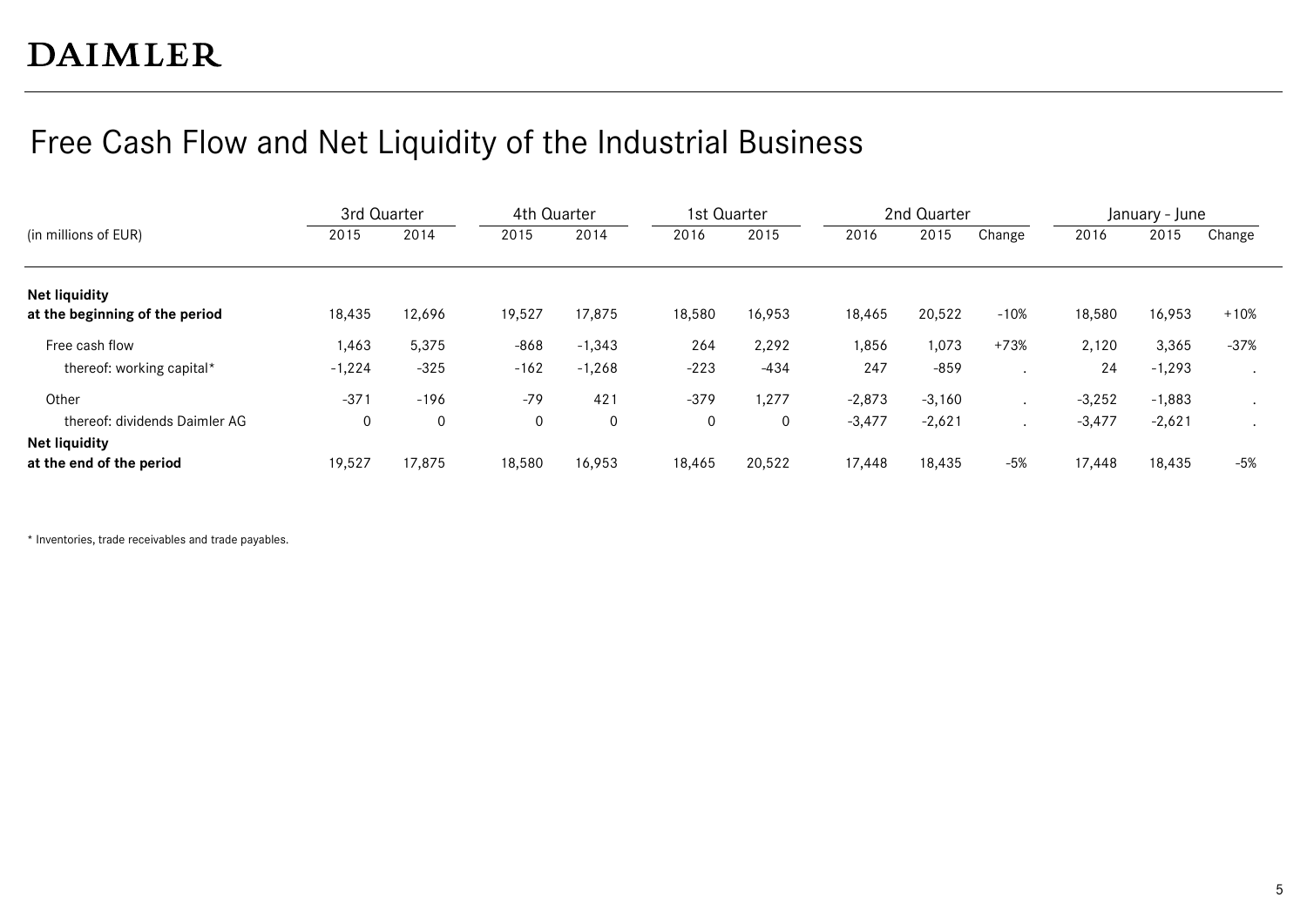# Free Cash Flow and Net Liquidity of the Industrial Business

| (in millions of EUR) | 3rd Quarter | | 4th Quarter | | 1st Quarter | | 2nd Quarter | | | January - June | | |
|---|---|---|---|---|---|---|---|---|---|---|---|---|
| | 2015 | 2014 | 2015 | 2014 | 2016 | 2015 | 2016 | 2015 | Change | 2016 | 2015 | Change |
| **Net liquidity at the beginning of the period** | 18,435 | 12,696 | 19,527 | 17,875 | 18,580 | 16,953 | 18,465 | 20,522 | -10% | 18,580 | 16,953 | +10% |
| Free cash flow | 1,463 | 5,375 | -868 | -1,343 | 264 | 2,292 | 1,856 | 1,073 | +73% | 2,120 | 3,365 | -37% |
| thereof: working capital* | -1,224 | -325 | -162 | -1,268 | -223 | -434 | 247 | -859 | . | 24 | -1,293 | . |
| Other | -371 | -196 | -79 | 421 | -379 | 1,277 | -2,873 | -3,160 | . | -3,252 | -1,883 | . |
| thereof: dividends Daimler AG | 0 | 0 | 0 | 0 | 0 | 0 | -3,477 | -2,621 | . | -3,477 | -2,621 | . |
| **Net liquidity at the end of the period** | 19,527 | 17,875 | 18,580 | 16,953 | 18,465 | 20,522 | 17,448 | 18,435 | -5% | 17,448 | 18,435 | -5% |

* Inventories, trade receivables and trade payables.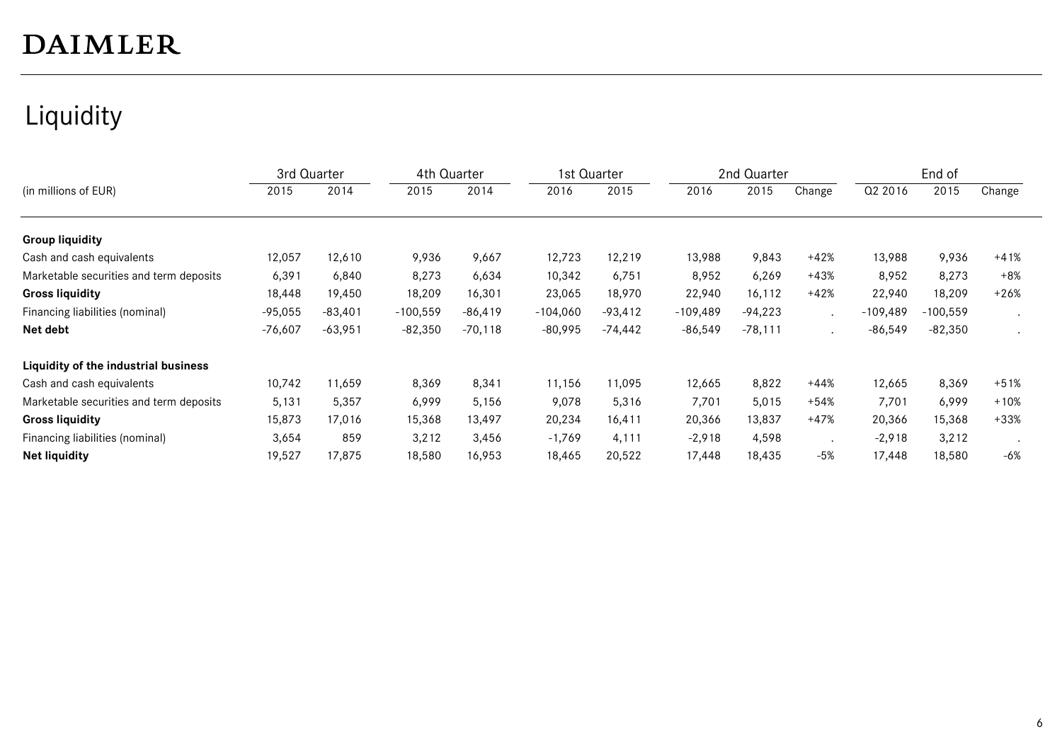DAIMLER

# Liquidity

| (in millions of EUR) | 3rd Quarter | | 4th Quarter | | 1st Quarter | | 2nd Quarter | | | End of | | |
|---|---|---|---|---|---|---|---|---|---|---|---|---|
| | 2015 | 2014 | 2015 | 2014 | 2016 | 2015 | 2016 | 2015 | Change | Q2 2016 | 2015 | Change |
| **Group liquidity** | | | | | | | | | | | | |
| Cash and cash equivalents | 12,057 | 12,610 | 9,936 | 9,667 | 12,723 | 12,219 | 13,988 | 9,843 | +42% | 13,988 | 9,936 | +41% |
| Marketable securities and term deposits | 6,391 | 6,840 | 8,273 | 6,634 | 10,342 | 6,751 | 8,952 | 6,269 | +43% | 8,952 | 8,273 | +8% |
| **Gross liquidity** | 18,448 | 19,450 | 18,209 | 16,301 | 23,065 | 18,970 | 22,940 | 16,112 | +42% | 22,940 | 18,209 | +26% |
| Financing liabilities (nominal) | -95,055 | -83,401 | -100,559 | -86,419 | -104,060 | -93,412 | -109,489 | -94,223 | . | -109,489 | -100,559 | . |
| **Net debt** | -76,607 | -63,951 | -82,350 | -70,118 | -80,995 | -74,442 | -86,549 | -78,111 | . | -86,549 | -82,350 | . |
| **Liquidity of the industrial business** | | | | | | | | | | | | |
| Cash and cash equivalents | 10,742 | 11,659 | 8,369 | 8,341 | 11,156 | 11,095 | 12,665 | 8,822 | +44% | 12,665 | 8,369 | +51% |
| Marketable securities and term deposits | 5,131 | 5,357 | 6,999 | 5,156 | 9,078 | 5,316 | 7,701 | 5,015 | +54% | 7,701 | 6,999 | +10% |
| **Gross liquidity** | 15,873 | 17,016 | 15,368 | 13,497 | 20,234 | 16,411 | 20,366 | 13,837 | +47% | 20,366 | 15,368 | +33% |
| Financing liabilities (nominal) | 3,654 | 859 | 3,212 | 3,456 | -1,769 | 4,111 | -2,918 | 4,598 | . | -2,918 | 3,212 | . |
| **Net liquidity** | 19,527 | 17,875 | 18,580 | 16,953 | 18,465 | 20,522 | 17,448 | 18,435 | -5% | 17,448 | 18,580 | -6% |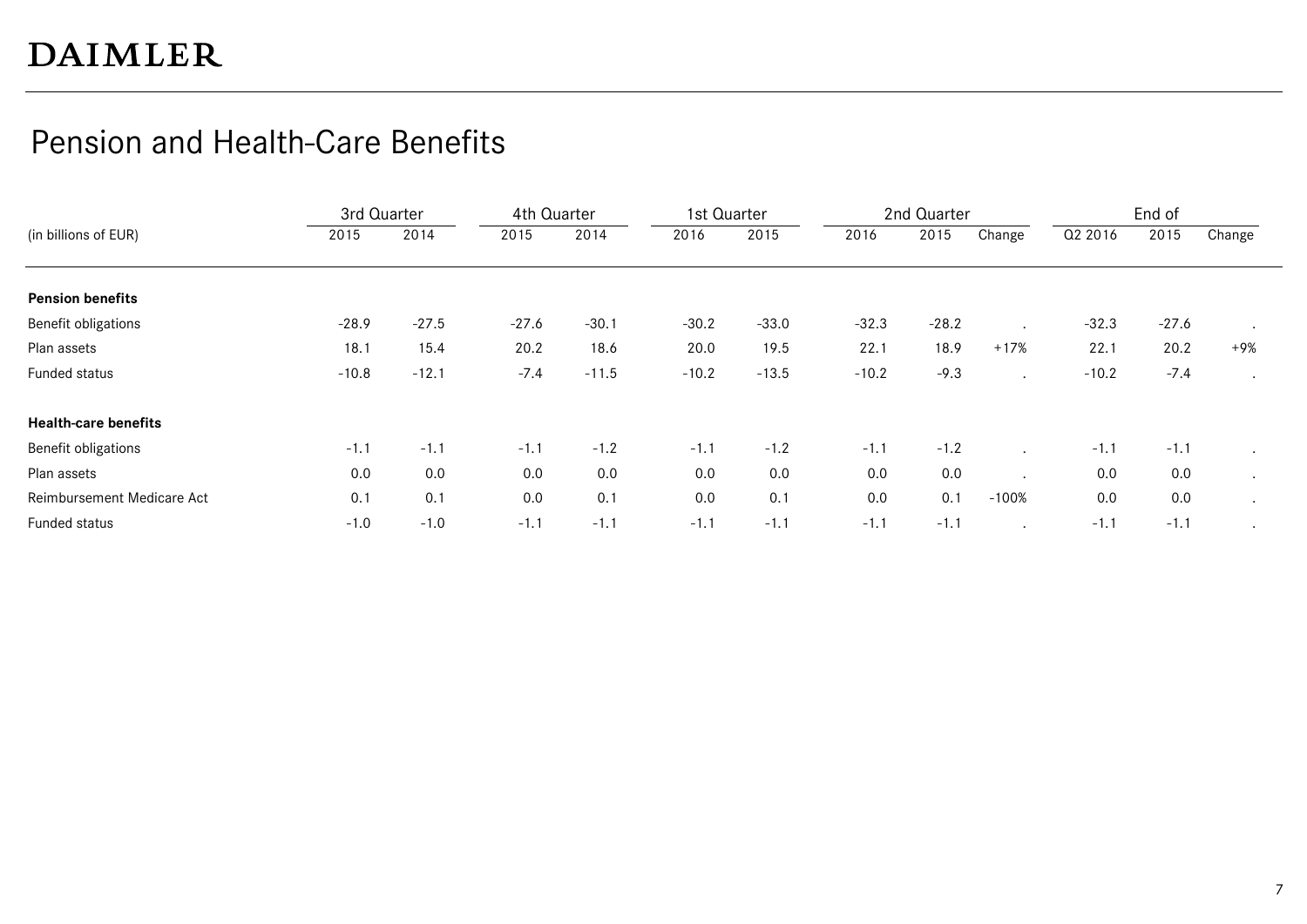# Pension and Health-Care Benefits

| (in billions of EUR) | 3rd Quarter | | 4th Quarter | | 1st Quarter | | 2nd Quarter | | | End of | | |
|---|---|---|---|---|---|---|---|---|---|---|---|---|
| | 2015 | 2014 | 2015 | 2014 | 2016 | 2015 | 2016 | 2015 | Change | Q2 2016 | 2015 | Change |
| **Pension benefits** | | | | | | | | | | | | |
| Benefit obligations | -28.9 | -27.5 | -27.6 | -30.1 | -30.2 | -33.0 | -32.3 | -28.2 | . | -32.3 | -27.6 | . |
| Plan assets | 18.1 | 15.4 | 20.2 | 18.6 | 20.0 | 19.5 | 22.1 | 18.9 | +17% | 22.1 | 20.2 | +9% |
| Funded status | -10.8 | -12.1 | -7.4 | -11.5 | -10.2 | -13.5 | -10.2 | -9.3 | . | -10.2 | -7.4 | . |
| **Health-care benefits** | | | | | | | | | | | | |
| Benefit obligations | -1.1 | -1.1 | -1.1 | -1.2 | -1.1 | -1.2 | -1.1 | -1.2 | . | -1.1 | -1.1 | . |
| Plan assets | 0.0 | 0.0 | 0.0 | 0.0 | 0.0 | 0.0 | 0.0 | 0.0 | . | 0.0 | 0.0 | . |
| Reimbursement Medicare Act | 0.1 | 0.1 | 0.0 | 0.1 | 0.0 | 0.1 | 0.0 | 0.1 | -100% | 0.0 | 0.0 | . |
| Funded status | -1.0 | -1.0 | -1.1 | -1.1 | -1.1 | -1.1 | -1.1 | -1.1 | . | -1.1 | -1.1 | . |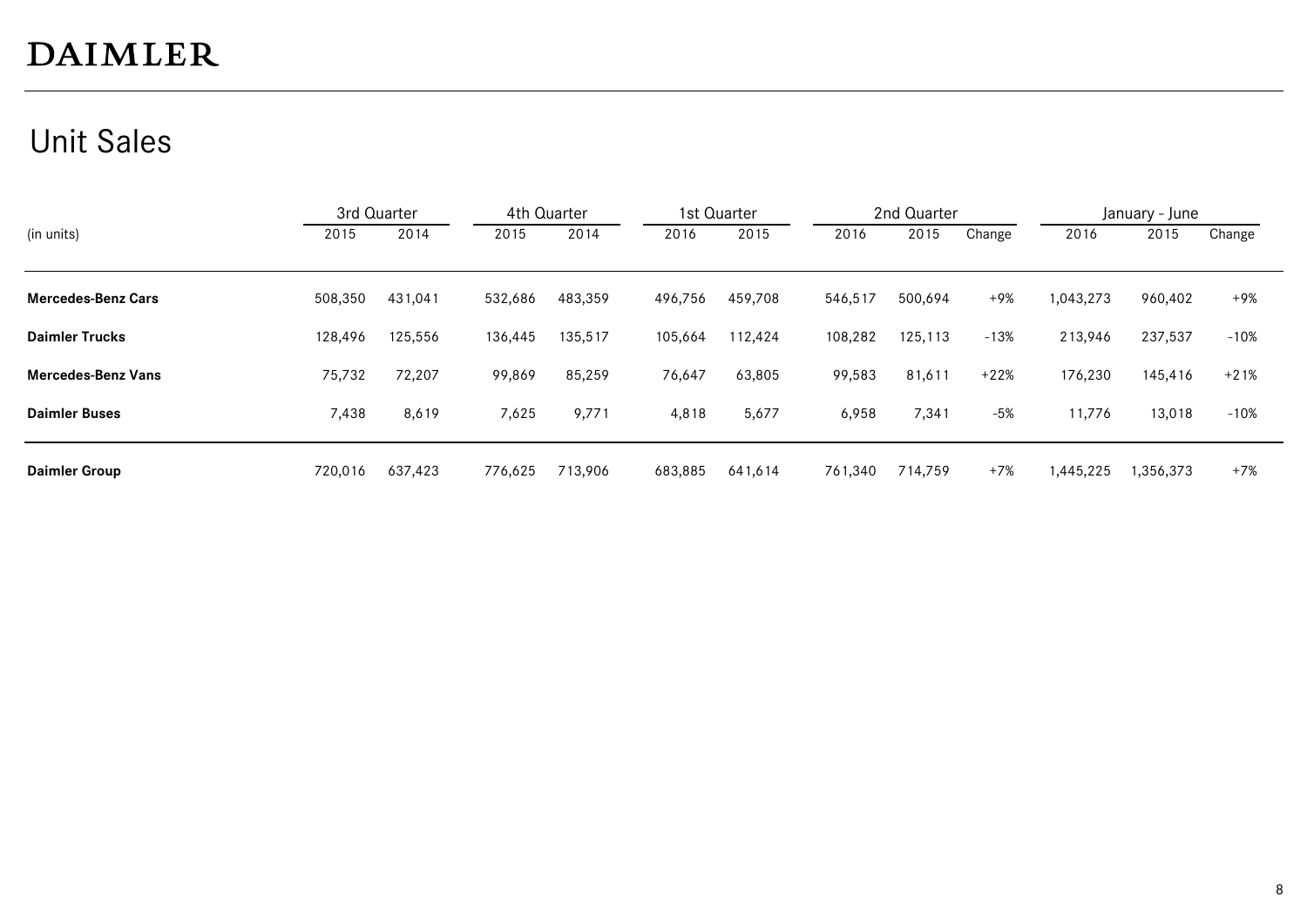# DAIMLER

## Unit Sales

| (in units) | 3rd Quarter | | 4th Quarter | | 1st Quarter | | 2nd Quarter | | | January - June | | |
|---|---|---|---|---|---|---|---|---|---|---|---|---|
| | 2015 | 2014 | 2015 | 2014 | 2016 | 2015 | 2016 | 2015 | Change | 2016 | 2015 | Change |
| **Mercedes-Benz Cars** | 508,350 | 431,041 | 532,686 | 483,359 | 496,756 | 459,708 | 546,517 | 500,694 | +9% | 1,043,273 | 960,402 | +9% |
| **Daimler Trucks** | 128,496 | 125,556 | 136,445 | 135,517 | 105,664 | 112,424 | 108,282 | 125,113 | -13% | 213,946 | 237,537 | -10% |
| **Mercedes-Benz Vans** | 75,732 | 72,207 | 99,869 | 85,259 | 76,647 | 63,805 | 99,583 | 81,611 | +22% | 176,230 | 145,416 | +21% |
| **Daimler Buses** | 7,438 | 8,619 | 7,625 | 9,771 | 4,818 | 5,677 | 6,958 | 7,341 | -5% | 11,776 | 13,018 | -10% |
| **Daimler Group** | 720,016 | 637,423 | 776,625 | 713,906 | 683,885 | 641,614 | 761,340 | 714,759 | +7% | 1,445,225 | 1,356,373 | +7% |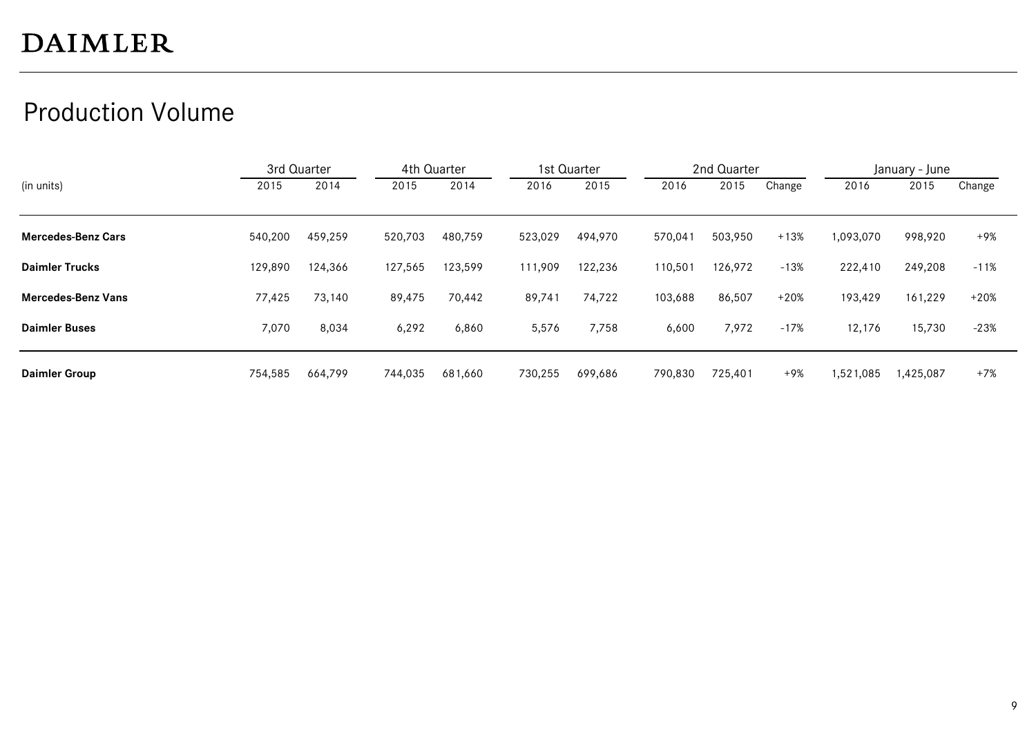# DAIMLER

## Production Volume

| (in units) | 3rd Quarter | | 4th Quarter | | 1st Quarter | | 2nd Quarter | | | January - June | | |
|---|---|---|---|---|---|---|---|---|---|---|---|---|
| | 2015 | 2014 | 2015 | 2014 | 2016 | 2015 | 2016 | 2015 | Change | 2016 | 2015 | Change |
| **Mercedes-Benz Cars** | 540,200 | 459,259 | 520,703 | 480,759 | 523,029 | 494,970 | 570,041 | 503,950 | +13% | 1,093,070 | 998,920 | +9% |
| **Daimler Trucks** | 129,890 | 124,366 | 127,565 | 123,599 | 111,909 | 122,236 | 110,501 | 126,972 | -13% | 222,410 | 249,208 | -11% |
| **Mercedes-Benz Vans** | 77,425 | 73,140 | 89,475 | 70,442 | 89,741 | 74,722 | 103,688 | 86,507 | +20% | 193,429 | 161,229 | +20% |
| **Daimler Buses** | 7,070 | 8,034 | 6,292 | 6,860 | 5,576 | 7,758 | 6,600 | 7,972 | -17% | 12,176 | 15,730 | -23% |
| **Daimler Group** | 754,585 | 664,799 | 744,035 | 681,660 | 730,255 | 699,686 | 790,830 | 725,401 | +9% | 1,521,085 | 1,425,087 | +7% |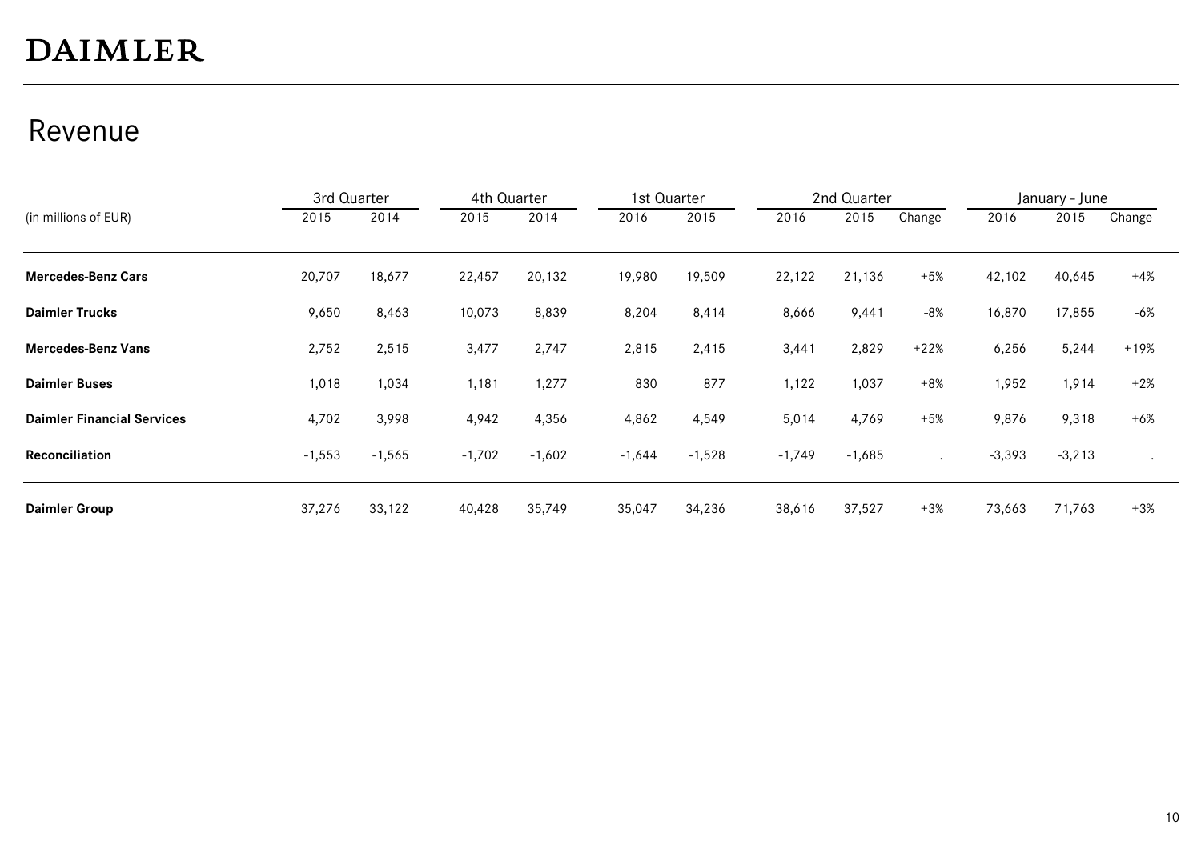# DAIMLER

## Revenue

| (in millions of EUR) | 3rd Quarter | | 4th Quarter | | 1st Quarter | | 2nd Quarter | | | January - June | | |
|---|---|---|---|---|---|---|---|---|---|---|---|---|
| | 2015 | 2014 | 2015 | 2014 | 2016 | 2015 | 2016 | 2015 | Change | 2016 | 2015 | Change |
| **Mercedes-Benz Cars** | 20,707 | 18,677 | 22,457 | 20,132 | 19,980 | 19,509 | 22,122 | 21,136 | +5% | 42,102 | 40,645 | +4% |
| **Daimler Trucks** | 9,650 | 8,463 | 10,073 | 8,839 | 8,204 | 8,414 | 8,666 | 9,441 | -8% | 16,870 | 17,855 | -6% |
| **Mercedes-Benz Vans** | 2,752 | 2,515 | 3,477 | 2,747 | 2,815 | 2,415 | 3,441 | 2,829 | +22% | 6,256 | 5,244 | +19% |
| **Daimler Buses** | 1,018 | 1,034 | 1,181 | 1,277 | 830 | 877 | 1,122 | 1,037 | +8% | 1,952 | 1,914 | +2% |
| **Daimler Financial Services** | 4,702 | 3,998 | 4,942 | 4,356 | 4,862 | 4,549 | 5,014 | 4,769 | +5% | 9,876 | 9,318 | +6% |
| **Reconciliation** | -1,553 | -1,565 | -1,702 | -1,602 | -1,644 | -1,528 | -1,749 | -1,685 | . | -3,393 | -3,213 | . |
| **Daimler Group** | 37,276 | 33,122 | 40,428 | 35,749 | 35,047 | 34,236 | 38,616 | 37,527 | +3% | 73,663 | 71,763 | +3% |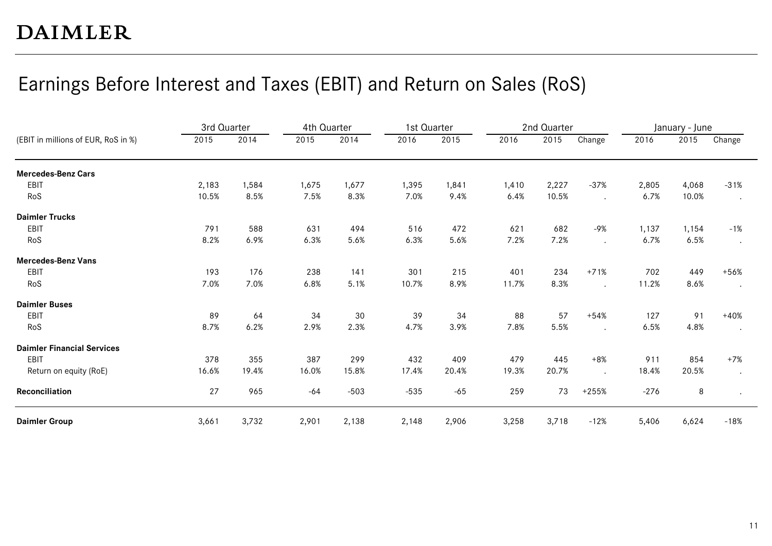# Earnings Before Interest and Taxes (EBIT) and Return on Sales (RoS)

| | 3rd Quarter | | 4th Quarter | | 1st Quarter | | 2nd Quarter | | | January - June | | |
|---|---|---|---|---|---|---|---|---|---|---|---|---|
| (EBIT in millions of EUR, RoS in %) | 2015 | 2014 | 2015 | 2014 | 2016 | 2015 | 2016 | 2015 | Change | 2016 | 2015 | Change |
| **Mercedes-Benz Cars** | | | | | | | | | | | | |
| EBIT | 2,183 | 1,584 | 1,675 | 1,677 | 1,395 | 1,841 | 1,410 | 2,227 | -37% | 2,805 | 4,068 | -31% |
| RoS | 10.5% | 8.5% | 7.5% | 8.3% | 7.0% | 9.4% | 6.4% | 10.5% | . | 6.7% | 10.0% | . |
| **Daimler Trucks** | | | | | | | | | | | | |
| EBIT | 791 | 588 | 631 | 494 | 516 | 472 | 621 | 682 | -9% | 1,137 | 1,154 | -1% |
| RoS | 8.2% | 6.9% | 6.3% | 5.6% | 6.3% | 5.6% | 7.2% | 7.2% | . | 6.7% | 6.5% | . |
| **Mercedes-Benz Vans** | | | | | | | | | | | | |
| EBIT | 193 | 176 | 238 | 141 | 301 | 215 | 401 | 234 | +71% | 702 | 449 | +56% |
| RoS | 7.0% | 7.0% | 6.8% | 5.1% | 10.7% | 8.9% | 11.7% | 8.3% | . | 11.2% | 8.6% | . |
| **Daimler Buses** | | | | | | | | | | | | |
| EBIT | 89 | 64 | 34 | 30 | 39 | 34 | 88 | 57 | +54% | 127 | 91 | +40% |
| RoS | 8.7% | 6.2% | 2.9% | 2.3% | 4.7% | 3.9% | 7.8% | 5.5% | . | 6.5% | 4.8% | . |
| **Daimler Financial Services** | | | | | | | | | | | | |
| EBIT | 378 | 355 | 387 | 299 | 432 | 409 | 479 | 445 | +8% | 911 | 854 | +7% |
| Return on equity (RoE) | 16.6% | 19.4% | 16.0% | 15.8% | 17.4% | 20.4% | 19.3% | 20.7% | . | 18.4% | 20.5% | . |
| **Reconciliation** | 27 | 965 | -64 | -503 | -535 | -65 | 259 | 73 | +255% | -276 | 8 | . |
| **Daimler Group** | 3,661 | 3,732 | 2,901 | 2,138 | 2,148 | 2,906 | 3,258 | 3,718 | -12% | 5,406 | 6,624 | -18% |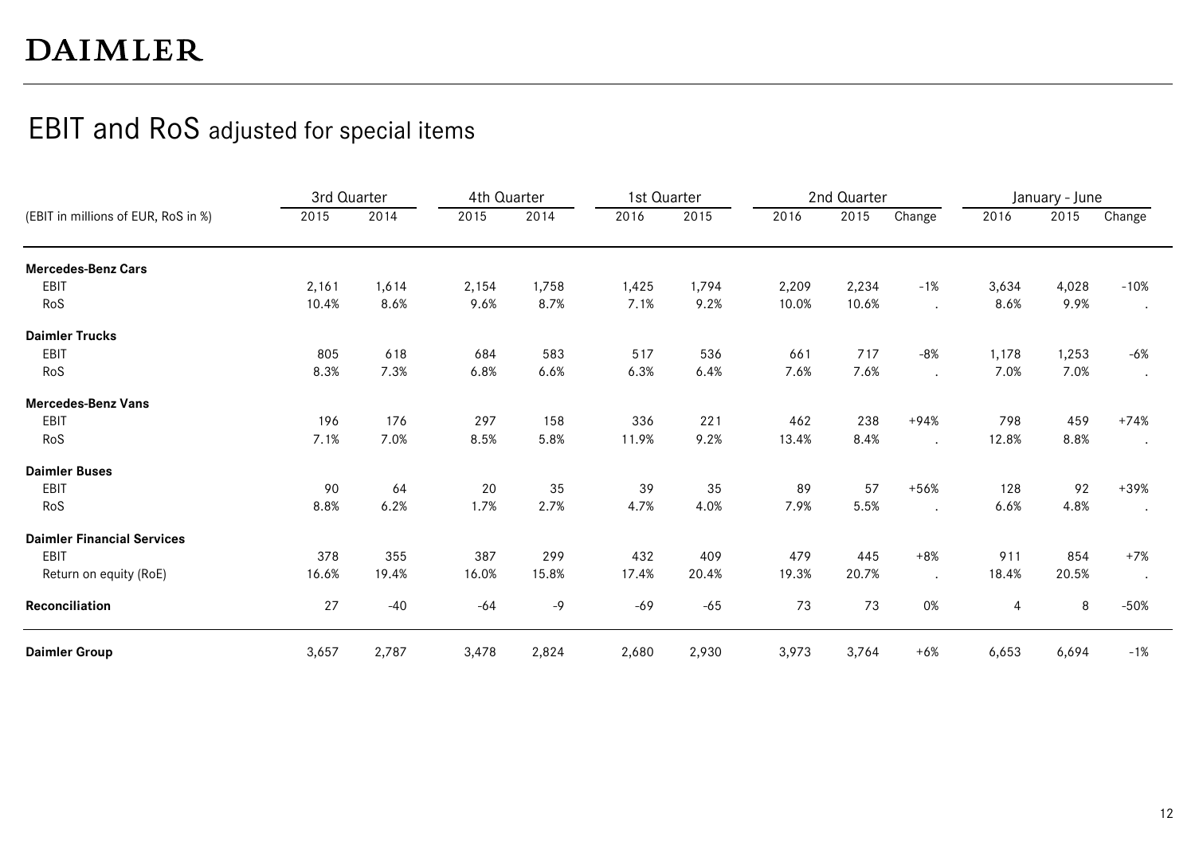DAIMLER

# EBIT and RoS adjusted for special items

| (EBIT in millions of EUR, RoS in %) | 3rd Quarter | | 4th Quarter | | 1st Quarter | | 2nd Quarter | | | January - June | | |
|---|---|---|---|---|---|---|---|---|---|---|---|---|
| | 2015 | 2014 | 2015 | 2014 | 2016 | 2015 | 2016 | 2015 | Change | 2016 | 2015 | Change |
| **Mercedes-Benz Cars** | | | | | | | | | | | | |
| EBIT | 2,161 | 1,614 | 2,154 | 1,758 | 1,425 | 1,794 | 2,209 | 2,234 | -1% | 3,634 | 4,028 | -10% |
| RoS | 10.4% | 8.6% | 9.6% | 8.7% | 7.1% | 9.2% | 10.0% | 10.6% | . | 8.6% | 9.9% | . |
| **Daimler Trucks** | | | | | | | | | | | | |
| EBIT | 805 | 618 | 684 | 583 | 517 | 536 | 661 | 717 | -8% | 1,178 | 1,253 | -6% |
| RoS | 8.3% | 7.3% | 6.8% | 6.6% | 6.3% | 6.4% | 7.6% | 7.6% | . | 7.0% | 7.0% | . |
| **Mercedes-Benz Vans** | | | | | | | | | | | | |
| EBIT | 196 | 176 | 297 | 158 | 336 | 221 | 462 | 238 | +94% | 798 | 459 | +74% |
| RoS | 7.1% | 7.0% | 8.5% | 5.8% | 11.9% | 9.2% | 13.4% | 8.4% | . | 12.8% | 8.8% | . |
| **Daimler Buses** | | | | | | | | | | | | |
| EBIT | 90 | 64 | 20 | 35 | 39 | 35 | 89 | 57 | +56% | 128 | 92 | +39% |
| RoS | 8.8% | 6.2% | 1.7% | 2.7% | 4.7% | 4.0% | 7.9% | 5.5% | . | 6.6% | 4.8% | . |
| **Daimler Financial Services** | | | | | | | | | | | | |
| EBIT | 378 | 355 | 387 | 299 | 432 | 409 | 479 | 445 | +8% | 911 | 854 | +7% |
| Return on equity (RoE) | 16.6% | 19.4% | 16.0% | 15.8% | 17.4% | 20.4% | 19.3% | 20.7% | . | 18.4% | 20.5% | . |
| **Reconciliation** | 27 | -40 | -64 | -9 | -69 | -65 | 73 | 73 | 0% | 4 | 8 | -50% |
| **Daimler Group** | 3,657 | 2,787 | 3,478 | 2,824 | 2,680 | 2,930 | 3,973 | 3,764 | +6% | 6,653 | 6,694 | -1% |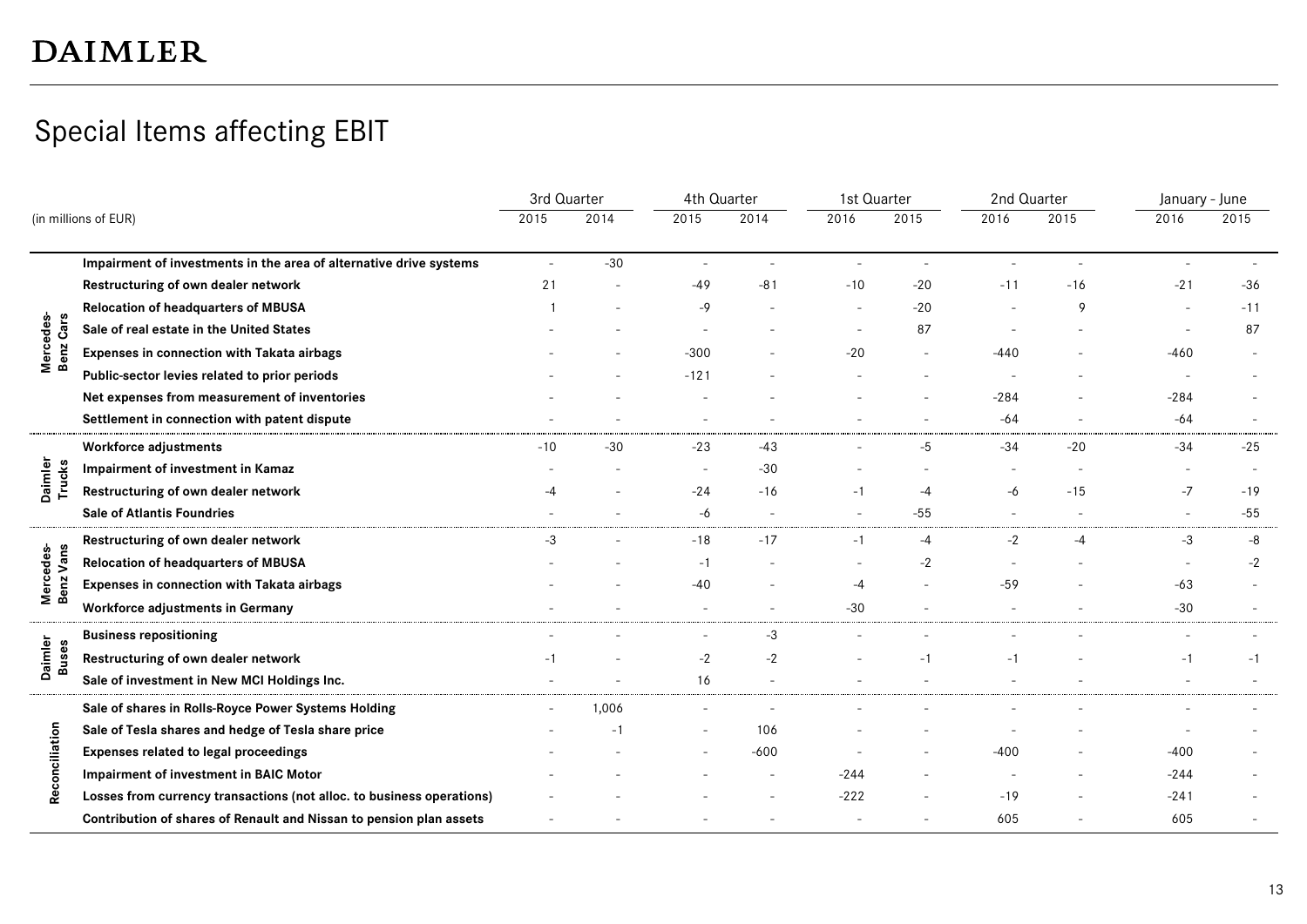# DAIMLER

## Special Items affecting EBIT

| (in millions of EUR) | | 3rd Quarter | | 4th Quarter | | 1st Quarter | | 2nd Quarter | | January - June | |
|---|---|---|---|---|---|---|---|---|---|---|---|
| | | 2015 | 2014 | 2015 | 2014 | 2016 | 2015 | 2016 | 2015 | 2016 | 2015 |
| Mercedes-Benz Cars | **Impairment of investments in the area of alternative drive systems** | - | -30 | - | - | - | - | - | - | - | - |
| | **Restructuring of own dealer network** | 21 | - | -49 | -81 | -10 | -20 | -11 | -16 | -21 | -36 |
| | **Relocation of headquarters of MBUSA** | 1 | - | -9 | - | - | -20 | - | 9 | - | -11 |
| | **Sale of real estate in the United States** | - | - | - | - | - | 87 | - | - | - | 87 |
| | **Expenses in connection with Takata airbags** | - | - | -300 | - | -20 | - | -440 | - | -460 | - |
| | **Public-sector levies related to prior periods** | - | - | -121 | - | - | - | - | - | - | - |
| | **Net expenses from measurement of inventories** | - | - | - | - | - | - | -284 | - | -284 | - |
| | **Settlement in connection with patent dispute** | - | - | - | - | - | - | -64 | - | -64 | - |
| Daimler Trucks | **Workforce adjustments** | -10 | -30 | -23 | -43 | - | -5 | -34 | -20 | -34 | -25 |
| | **Impairment of investment in Kamaz** | - | - | - | -30 | - | - | - | - | - | - |
| | **Restructuring of own dealer network** | -4 | - | -24 | -16 | -1 | -4 | -6 | -15 | -7 | -19 |
| | **Sale of Atlantis Foundries** | - | - | -6 | - | - | -55 | - | - | - | -55 |
| Mercedes-Benz Vans | **Restructuring of own dealer network** | -3 | - | -18 | -17 | -1 | -4 | -2 | -4 | -3 | -8 |
| | **Relocation of headquarters of MBUSA** | - | - | -1 | - | - | -2 | - | - | - | -2 |
| | **Expenses in connection with Takata airbags** | - | - | -40 | - | -4 | - | -59 | - | -63 | - |
| | **Workforce adjustments in Germany** | - | - | - | - | -30 | - | - | - | -30 | - |
| Daimler Buses | **Business repositioning** | - | - | - | -3 | - | - | - | - | - | - |
| | **Restructuring of own dealer network** | -1 | - | -2 | -2 | - | -1 | -1 | - | -1 | -1 |
| | **Sale of investment in New MCI Holdings Inc.** | - | - | 16 | - | - | - | - | - | - | - |
| Reconciliation | **Sale of shares in Rolls-Royce Power Systems Holding** | - | 1,006 | - | - | - | - | - | - | - | - |
| | **Sale of Tesla shares and hedge of Tesla share price** | - | -1 | - | 106 | - | - | - | - | - | - |
| | **Expenses related to legal proceedings** | - | - | - | -600 | - | - | -400 | - | -400 | - |
| | **Impairment of investment in BAIC Motor** | - | - | - | - | -244 | - | - | - | -244 | - |
| | **Losses from currency transactions (not alloc. to business operations)** | - | - | - | - | -222 | - | -19 | - | -241 | - |
| | **Contribution of shares of Renault and Nissan to pension plan assets** | - | - | - | - | - | - | 605 | - | 605 | - |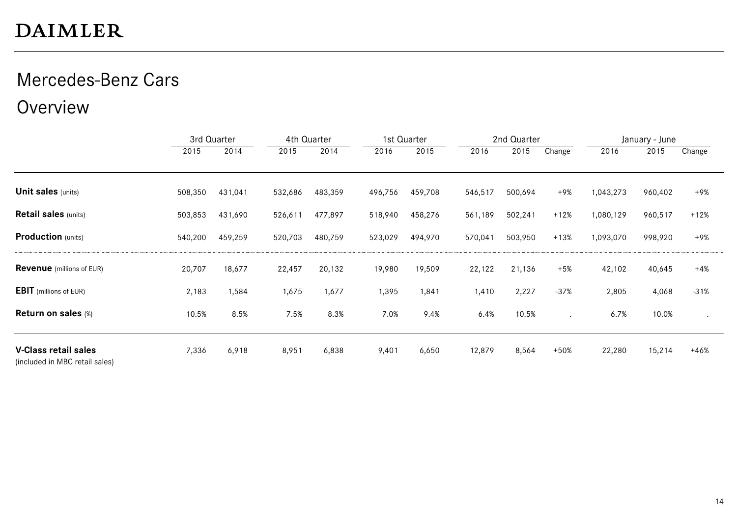# Mercedes-Benz Cars

## Overview

| | 3rd Quarter | | 4th Quarter | | 1st Quarter | | 2nd Quarter | | | January - June | | |
|---|---|---|---|---|---|---|---|---|---|---|---|---|
| | 2015 | 2014 | 2015 | 2014 | 2016 | 2015 | 2016 | 2015 | Change | 2016 | 2015 | Change |
| **Unit sales** (units) | 508,350 | 431,041 | 532,686 | 483,359 | 496,756 | 459,708 | 546,517 | 500,694 | +9% | 1,043,273 | 960,402 | +9% |
| **Retail sales** (units) | 503,853 | 431,690 | 526,611 | 477,897 | 518,940 | 458,276 | 561,189 | 502,241 | +12% | 1,080,129 | 960,517 | +12% |
| **Production** (units) | 540,200 | 459,259 | 520,703 | 480,759 | 523,029 | 494,970 | 570,041 | 503,950 | +13% | 1,093,070 | 998,920 | +9% |
| **Revenue** (millions of EUR) | 20,707 | 18,677 | 22,457 | 20,132 | 19,980 | 19,509 | 22,122 | 21,136 | +5% | 42,102 | 40,645 | +4% |
| **EBIT** (millions of EUR) | 2,183 | 1,584 | 1,675 | 1,677 | 1,395 | 1,841 | 1,410 | 2,227 | -37% | 2,805 | 4,068 | -31% |
| **Return on sales** (%) | 10.5% | 8.5% | 7.5% | 8.3% | 7.0% | 9.4% | 6.4% | 10.5% | . | 6.7% | 10.0% | . |
| **V-Class retail sales** (included in MBC retail sales) | 7,336 | 6,918 | 8,951 | 6,838 | 9,401 | 6,650 | 12,879 | 8,564 | +50% | 22,280 | 15,214 | +46% |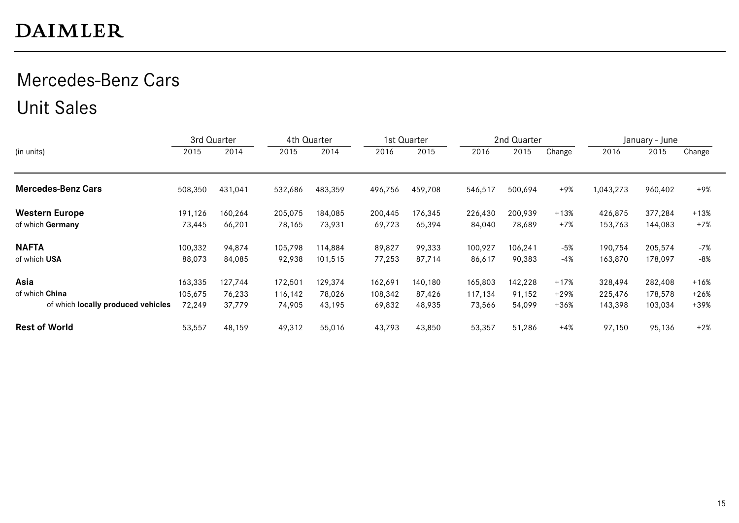# DAIMLER

## Mercedes-Benz Cars

## Unit Sales

| (in units) | 3rd Quarter | | 4th Quarter | | 1st Quarter | | 2nd Quarter | | | January - June | | |
|---|---|---|---|---|---|---|---|---|---|---|---|---|
| | 2015 | 2014 | 2015 | 2014 | 2016 | 2015 | 2016 | 2015 | Change | 2016 | 2015 | Change |
| **Mercedes-Benz Cars** | 508,350 | 431,041 | 532,686 | 483,359 | 496,756 | 459,708 | 546,517 | 500,694 | +9% | 1,043,273 | 960,402 | +9% |
| **Western Europe** | 191,126 | 160,264 | 205,075 | 184,085 | 200,445 | 176,345 | 226,430 | 200,939 | +13% | 426,875 | 377,284 | +13% |
| of which **Germany** | 73,445 | 66,201 | 78,165 | 73,931 | 69,723 | 65,394 | 84,040 | 78,689 | +7% | 153,763 | 144,083 | +7% |
| **NAFTA** | 100,332 | 94,874 | 105,798 | 114,884 | 89,827 | 99,333 | 100,927 | 106,241 | -5% | 190,754 | 205,574 | -7% |
| of which **USA** | 88,073 | 84,085 | 92,938 | 101,515 | 77,253 | 87,714 | 86,617 | 90,383 | -4% | 163,870 | 178,097 | -8% |
| **Asia** | 163,335 | 127,744 | 172,501 | 129,374 | 162,691 | 140,180 | 165,803 | 142,228 | +17% | 328,494 | 282,408 | +16% |
| of which **China** | 105,675 | 76,233 | 116,142 | 78,026 | 108,342 | 87,426 | 117,134 | 91,152 | +29% | 225,476 | 178,578 | +26% |
| of which **locally produced vehicles** | 72,249 | 37,779 | 74,905 | 43,195 | 69,832 | 48,935 | 73,566 | 54,099 | +36% | 143,398 | 103,034 | +39% |
| **Rest of World** | 53,557 | 48,159 | 49,312 | 55,016 | 43,793 | 43,850 | 53,357 | 51,286 | +4% | 97,150 | 95,136 | +2% |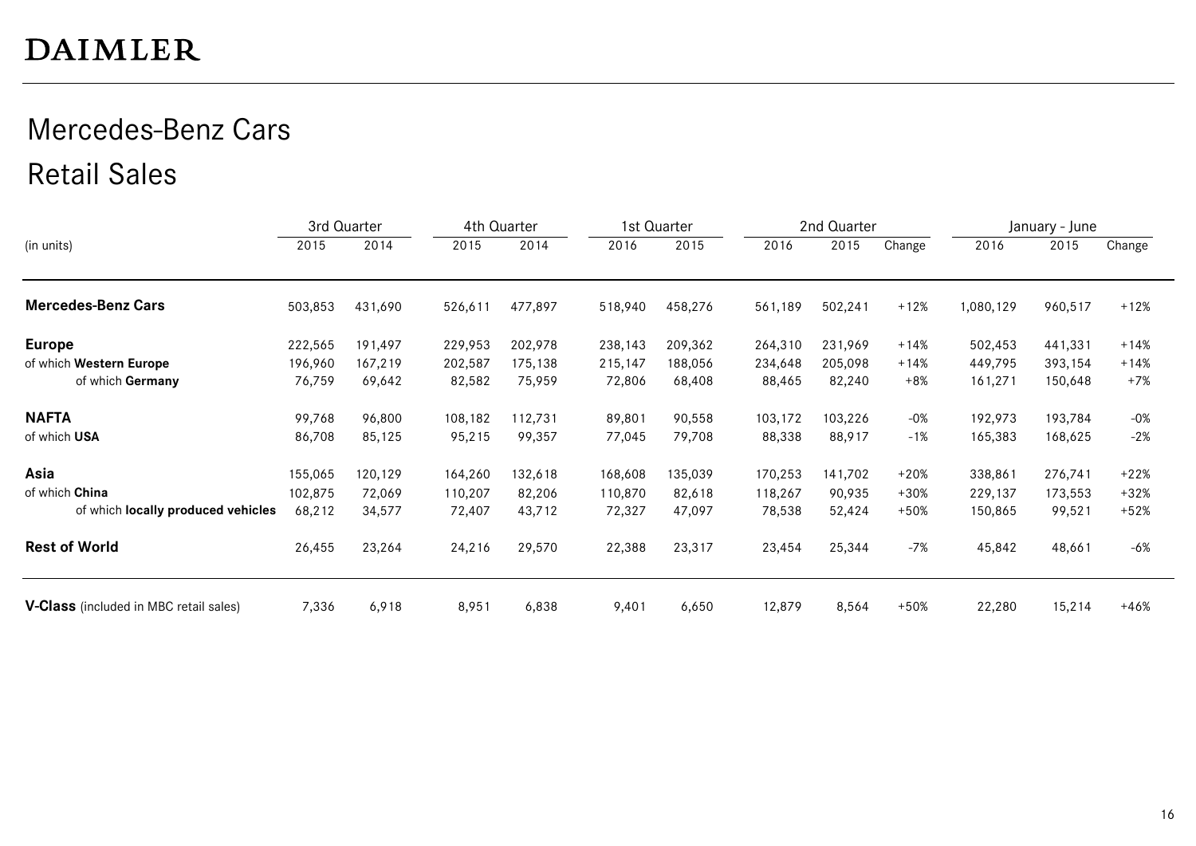# DAIMLER

## Mercedes-Benz Cars

## Retail Sales

| (in units) | 3rd Quarter | | 4th Quarter | | 1st Quarter | | 2nd Quarter | | | January - June | | |
|---|---|---|---|---|---|---|---|---|---|---|---|---|
| | 2015 | 2014 | 2015 | 2014 | 2016 | 2015 | 2016 | 2015 | Change | 2016 | 2015 | Change |
| **Mercedes-Benz Cars** | 503,853 | 431,690 | 526,611 | 477,897 | 518,940 | 458,276 | 561,189 | 502,241 | +12% | 1,080,129 | 960,517 | +12% |
| **Europe** | 222,565 | 191,497 | 229,953 | 202,978 | 238,143 | 209,362 | 264,310 | 231,969 | +14% | 502,453 | 441,331 | +14% |
| of which **Western Europe** | 196,960 | 167,219 | 202,587 | 175,138 | 215,147 | 188,056 | 234,648 | 205,098 | +14% | 449,795 | 393,154 | +14% |
| of which **Germany** | 76,759 | 69,642 | 82,582 | 75,959 | 72,806 | 68,408 | 88,465 | 82,240 | +8% | 161,271 | 150,648 | +7% |
| **NAFTA** | 99,768 | 96,800 | 108,182 | 112,731 | 89,801 | 90,558 | 103,172 | 103,226 | -0% | 192,973 | 193,784 | -0% |
| of which **USA** | 86,708 | 85,125 | 95,215 | 99,357 | 77,045 | 79,708 | 88,338 | 88,917 | -1% | 165,383 | 168,625 | -2% |
| **Asia** | 155,065 | 120,129 | 164,260 | 132,618 | 168,608 | 135,039 | 170,253 | 141,702 | +20% | 338,861 | 276,741 | +22% |
| of which **China** | 102,875 | 72,069 | 110,207 | 82,206 | 110,870 | 82,618 | 118,267 | 90,935 | +30% | 229,137 | 173,553 | +32% |
| of which **locally produced vehicles** | 68,212 | 34,577 | 72,407 | 43,712 | 72,327 | 47,097 | 78,538 | 52,424 | +50% | 150,865 | 99,521 | +52% |
| **Rest of World** | 26,455 | 23,264 | 24,216 | 29,570 | 22,388 | 23,317 | 23,454 | 25,344 | -7% | 45,842 | 48,661 | -6% |
| **V-Class** (included in MBC retail sales) | 7,336 | 6,918 | 8,951 | 6,838 | 9,401 | 6,650 | 12,879 | 8,564 | +50% | 22,280 | 15,214 | +46% |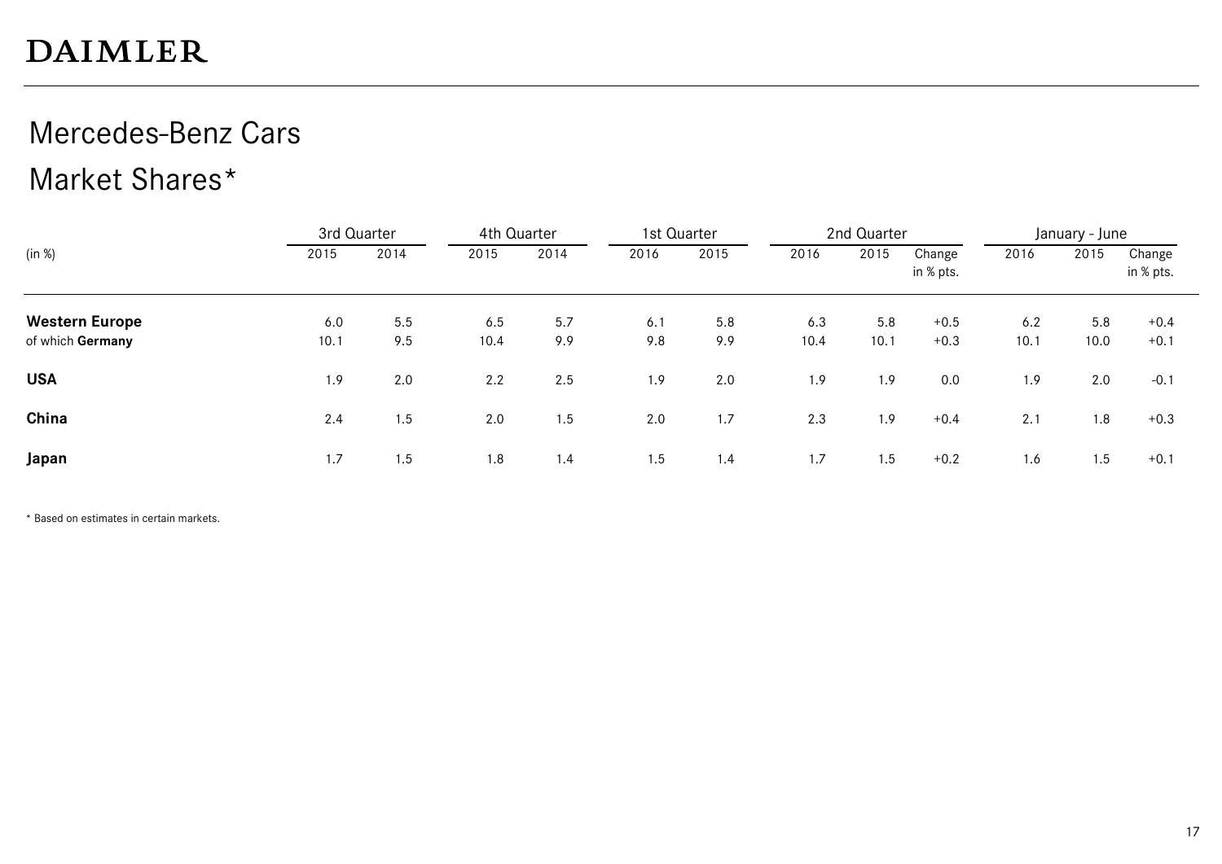DAIMLER

# Mercedes-Benz Cars

## Market Shares*

| (in %) | 3rd Quarter | | 4th Quarter | | 1st Quarter | | 2nd Quarter | | | January - June | | |
|---|---|---|---|---|---|---|---|---|---|---|---|---|
| | 2015 | 2014 | 2015 | 2014 | 2016 | 2015 | 2016 | 2015 | Change in % pts. | 2016 | 2015 | Change in % pts. |
| **Western Europe** | 6.0 | 5.5 | 6.5 | 5.7 | 6.1 | 5.8 | 6.3 | 5.8 | +0.5 | 6.2 | 5.8 | +0.4 |
| of which **Germany** | 10.1 | 9.5 | 10.4 | 9.9 | 9.8 | 9.9 | 10.4 | 10.1 | +0.3 | 10.1 | 10.0 | +0.1 |
| **USA** | 1.9 | 2.0 | 2.2 | 2.5 | 1.9 | 2.0 | 1.9 | 1.9 | 0.0 | 1.9 | 2.0 | -0.1 |
| **China** | 2.4 | 1.5 | 2.0 | 1.5 | 2.0 | 1.7 | 2.3 | 1.9 | +0.4 | 2.1 | 1.8 | +0.3 |
| **Japan** | 1.7 | 1.5 | 1.8 | 1.4 | 1.5 | 1.4 | 1.7 | 1.5 | +0.2 | 1.6 | 1.5 | +0.1 |

* Based on estimates in certain markets.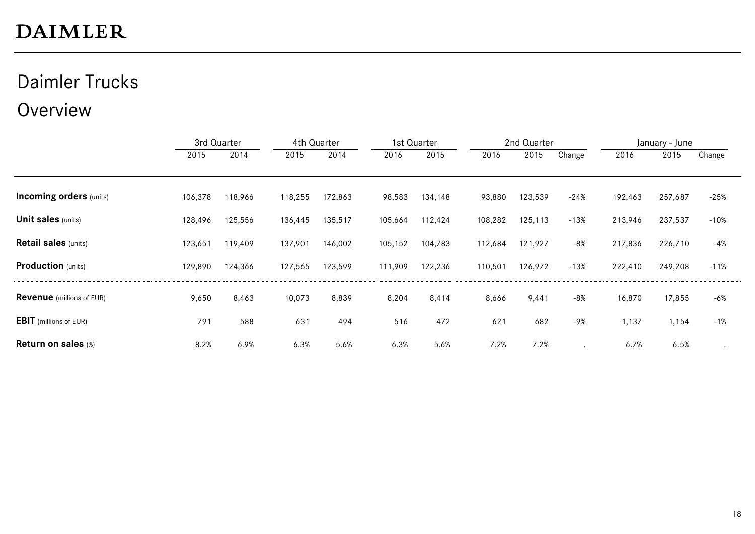# DAIMLER

## Daimler Trucks

## Overview

| | 3rd Quarter | | 4th Quarter | | 1st Quarter | | 2nd Quarter | | | January - June | | |
|---|---|---|---|---|---|---|---|---|---|---|---|---|
| | 2015 | 2014 | 2015 | 2014 | 2016 | 2015 | 2016 | 2015 | Change | 2016 | 2015 | Change |
| **Incoming orders** (units) | 106,378 | 118,966 | 118,255 | 172,863 | 98,583 | 134,148 | 93,880 | 123,539 | -24% | 192,463 | 257,687 | -25% |
| **Unit sales** (units) | 128,496 | 125,556 | 136,445 | 135,517 | 105,664 | 112,424 | 108,282 | 125,113 | -13% | 213,946 | 237,537 | -10% |
| **Retail sales** (units) | 123,651 | 119,409 | 137,901 | 146,002 | 105,152 | 104,783 | 112,684 | 121,927 | -8% | 217,836 | 226,710 | -4% |
| **Production** (units) | 129,890 | 124,366 | 127,565 | 123,599 | 111,909 | 122,236 | 110,501 | 126,972 | -13% | 222,410 | 249,208 | -11% |
| **Revenue** (millions of EUR) | 9,650 | 8,463 | 10,073 | 8,839 | 8,204 | 8,414 | 8,666 | 9,441 | -8% | 16,870 | 17,855 | -6% |
| **EBIT** (millions of EUR) | 791 | 588 | 631 | 494 | 516 | 472 | 621 | 682 | -9% | 1,137 | 1,154 | -1% |
| **Return on sales** (%) | 8.2% | 6.9% | 6.3% | 5.6% | 6.3% | 5.6% | 7.2% | 7.2% | . | 6.7% | 6.5% | . |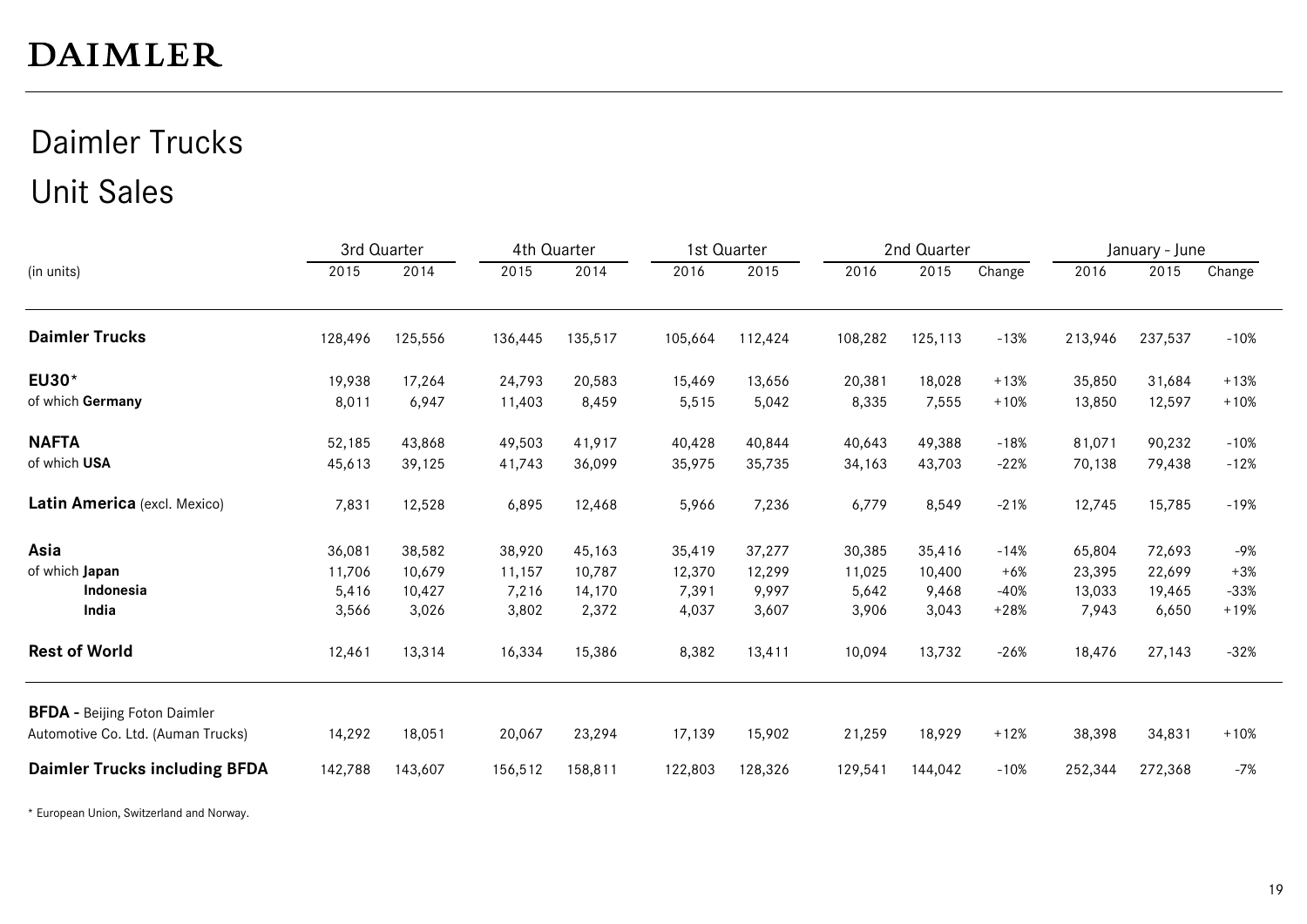# DAIMLER

## Daimler Trucks

## Unit Sales

| (in units) | 3rd Quarter | | 4th Quarter | | 1st Quarter | | 2nd Quarter | | | January - June | | |
|---|---|---|---|---|---|---|---|---|---|---|---|---|
| | 2015 | 2014 | 2015 | 2014 | 2016 | 2015 | 2016 | 2015 | Change | 2016 | 2015 | Change |
| **Daimler Trucks** | 128,496 | 125,556 | 136,445 | 135,517 | 105,664 | 112,424 | 108,282 | 125,113 | -13% | 213,946 | 237,537 | -10% |
| **EU30*** | 19,938 | 17,264 | 24,793 | 20,583 | 15,469 | 13,656 | 20,381 | 18,028 | +13% | 35,850 | 31,684 | +13% |
| of which **Germany** | 8,011 | 6,947 | 11,403 | 8,459 | 5,515 | 5,042 | 8,335 | 7,555 | +10% | 13,850 | 12,597 | +10% |
| **NAFTA** | 52,185 | 43,868 | 49,503 | 41,917 | 40,428 | 40,844 | 40,643 | 49,388 | -18% | 81,071 | 90,232 | -10% |
| of which **USA** | 45,613 | 39,125 | 41,743 | 36,099 | 35,975 | 35,735 | 34,163 | 43,703 | -22% | 70,138 | 79,438 | -12% |
| **Latin America** (excl. Mexico) | 7,831 | 12,528 | 6,895 | 12,468 | 5,966 | 7,236 | 6,779 | 8,549 | -21% | 12,745 | 15,785 | -19% |
| **Asia** | 36,081 | 38,582 | 38,920 | 45,163 | 35,419 | 37,277 | 30,385 | 35,416 | -14% | 65,804 | 72,693 | -9% |
| of which **Japan** | 11,706 | 10,679 | 11,157 | 10,787 | 12,370 | 12,299 | 11,025 | 10,400 | +6% | 23,395 | 22,699 | +3% |
| **Indonesia** | 5,416 | 10,427 | 7,216 | 14,170 | 7,391 | 9,997 | 5,642 | 9,468 | -40% | 13,033 | 19,465 | -33% |
| **India** | 3,566 | 3,026 | 3,802 | 2,372 | 4,037 | 3,607 | 3,906 | 3,043 | +28% | 7,943 | 6,650 | +19% |
| **Rest of World** | 12,461 | 13,314 | 16,334 | 15,386 | 8,382 | 13,411 | 10,094 | 13,732 | -26% | 18,476 | 27,143 | -32% |
| **BFDA** - Beijing Foton Daimler Automotive Co. Ltd. (Auman Trucks) | 14,292 | 18,051 | 20,067 | 23,294 | 17,139 | 15,902 | 21,259 | 18,929 | +12% | 38,398 | 34,831 | +10% |
| **Daimler Trucks including BFDA** | 142,788 | 143,607 | 156,512 | 158,811 | 122,803 | 128,326 | 129,541 | 144,042 | -10% | 252,344 | 272,368 | -7% |

* European Union, Switzerland and Norway.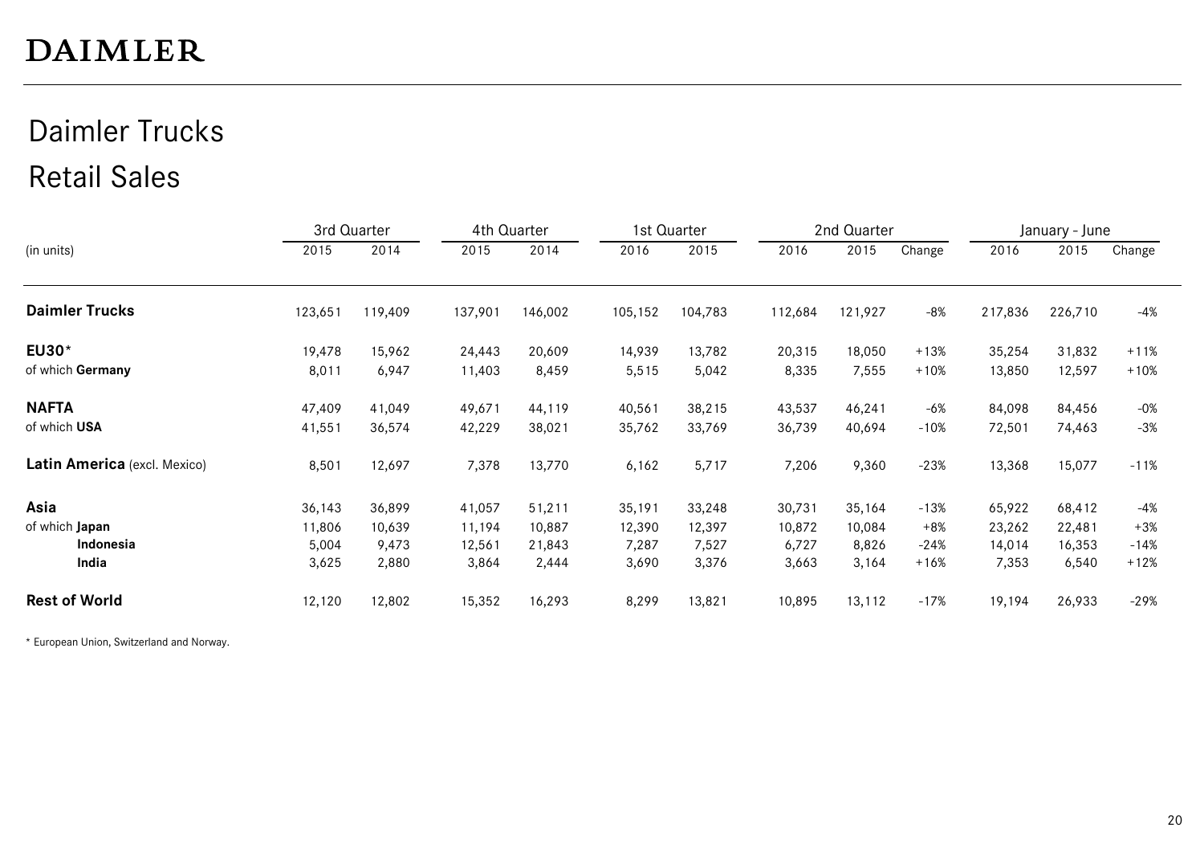# DAIMLER

## Daimler Trucks
## Retail Sales

| (in units) | 3rd Quarter | | 4th Quarter | | 1st Quarter | | 2nd Quarter | | | January - June | | |
|---|---|---|---|---|---|---|---|---|---|---|---|---|
| | 2015 | 2014 | 2015 | 2014 | 2016 | 2015 | 2016 | 2015 | Change | 2016 | 2015 | Change |
| **Daimler Trucks** | 123,651 | 119,409 | 137,901 | 146,002 | 105,152 | 104,783 | 112,684 | 121,927 | -8% | 217,836 | 226,710 | -4% |
| **EU30*** | 19,478 | 15,962 | 24,443 | 20,609 | 14,939 | 13,782 | 20,315 | 18,050 | +13% | 35,254 | 31,832 | +11% |
| of which **Germany** | 8,011 | 6,947 | 11,403 | 8,459 | 5,515 | 5,042 | 8,335 | 7,555 | +10% | 13,850 | 12,597 | +10% |
| **NAFTA** | 47,409 | 41,049 | 49,671 | 44,119 | 40,561 | 38,215 | 43,537 | 46,241 | -6% | 84,098 | 84,456 | -0% |
| of which **USA** | 41,551 | 36,574 | 42,229 | 38,021 | 35,762 | 33,769 | 36,739 | 40,694 | -10% | 72,501 | 74,463 | -3% |
| **Latin America** (excl. Mexico) | 8,501 | 12,697 | 7,378 | 13,770 | 6,162 | 5,717 | 7,206 | 9,360 | -23% | 13,368 | 15,077 | -11% |
| **Asia** | 36,143 | 36,899 | 41,057 | 51,211 | 35,191 | 33,248 | 30,731 | 35,164 | -13% | 65,922 | 68,412 | -4% |
| of which **Japan** | 11,806 | 10,639 | 11,194 | 10,887 | 12,390 | 12,397 | 10,872 | 10,084 | +8% | 23,262 | 22,481 | +3% |
| **Indonesia** | 5,004 | 9,473 | 12,561 | 21,843 | 7,287 | 7,527 | 6,727 | 8,826 | -24% | 14,014 | 16,353 | -14% |
| **India** | 3,625 | 2,880 | 3,864 | 2,444 | 3,690 | 3,376 | 3,663 | 3,164 | +16% | 7,353 | 6,540 | +12% |
| **Rest of World** | 12,120 | 12,802 | 15,352 | 16,293 | 8,299 | 13,821 | 10,895 | 13,112 | -17% | 19,194 | 26,933 | -29% |

* European Union, Switzerland and Norway.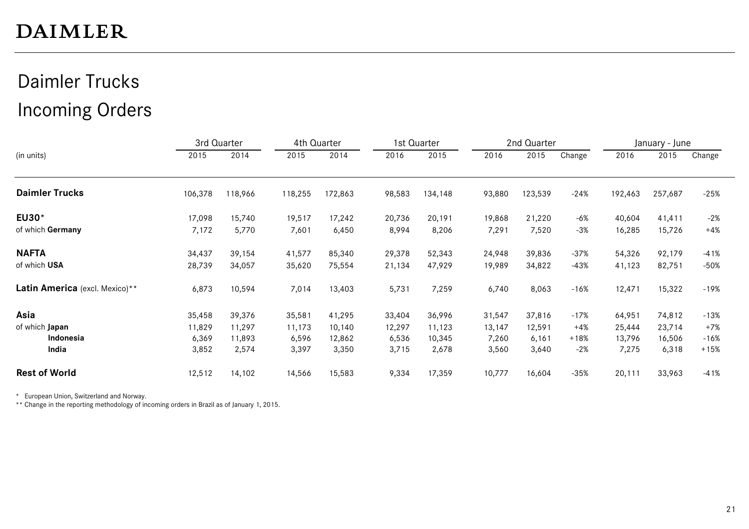# Daimler Trucks

## Incoming Orders

| (in units) | 3rd Quarter | | 4th Quarter | | 1st Quarter | | 2nd Quarter | | | January - June | | |
|---|---|---|---|---|---|---|---|---|---|---|---|---|
| | 2015 | 2014 | 2015 | 2014 | 2016 | 2015 | 2016 | 2015 | Change | 2016 | 2015 | Change |
| **Daimler Trucks** | 106,378 | 118,966 | 118,255 | 172,863 | 98,583 | 134,148 | 93,880 | 123,539 | -24% | 192,463 | 257,687 | -25% |
| **EU30*** | 17,098 | 15,740 | 19,517 | 17,242 | 20,736 | 20,191 | 19,868 | 21,220 | -6% | 40,604 | 41,411 | -2% |
| of which **Germany** | 7,172 | 5,770 | 7,601 | 6,450 | 8,994 | 8,206 | 7,291 | 7,520 | -3% | 16,285 | 15,726 | +4% |
| **NAFTA** | 34,437 | 39,154 | 41,577 | 85,340 | 29,378 | 52,343 | 24,948 | 39,836 | -37% | 54,326 | 92,179 | -41% |
| of which **USA** | 28,739 | 34,057 | 35,620 | 75,554 | 21,134 | 47,929 | 19,989 | 34,822 | -43% | 41,123 | 82,751 | -50% |
| **Latin America** (excl. Mexico)** | 6,873 | 10,594 | 7,014 | 13,403 | 5,731 | 7,259 | 6,740 | 8,063 | -16% | 12,471 | 15,322 | -19% |
| **Asia** | 35,458 | 39,376 | 35,581 | 41,295 | 33,404 | 36,996 | 31,547 | 37,816 | -17% | 64,951 | 74,812 | -13% |
| of which **Japan** | 11,829 | 11,297 | 11,173 | 10,140 | 12,297 | 11,123 | 13,147 | 12,591 | +4% | 25,444 | 23,714 | +7% |
| **Indonesia** | 6,369 | 11,893 | 6,596 | 12,862 | 6,536 | 10,345 | 7,260 | 6,161 | +18% | 13,796 | 16,506 | -16% |
| **India** | 3,852 | 2,574 | 3,397 | 3,350 | 3,715 | 2,678 | 3,560 | 3,640 | -2% | 7,275 | 6,318 | +15% |
| **Rest of World** | 12,512 | 14,102 | 14,566 | 15,583 | 9,334 | 17,359 | 10,777 | 16,604 | -35% | 20,111 | 33,963 | -41% |

\* European Union, Switzerland and Norway.

** Change in the reporting methodology of incoming orders in Brazil as of January 1, 2015.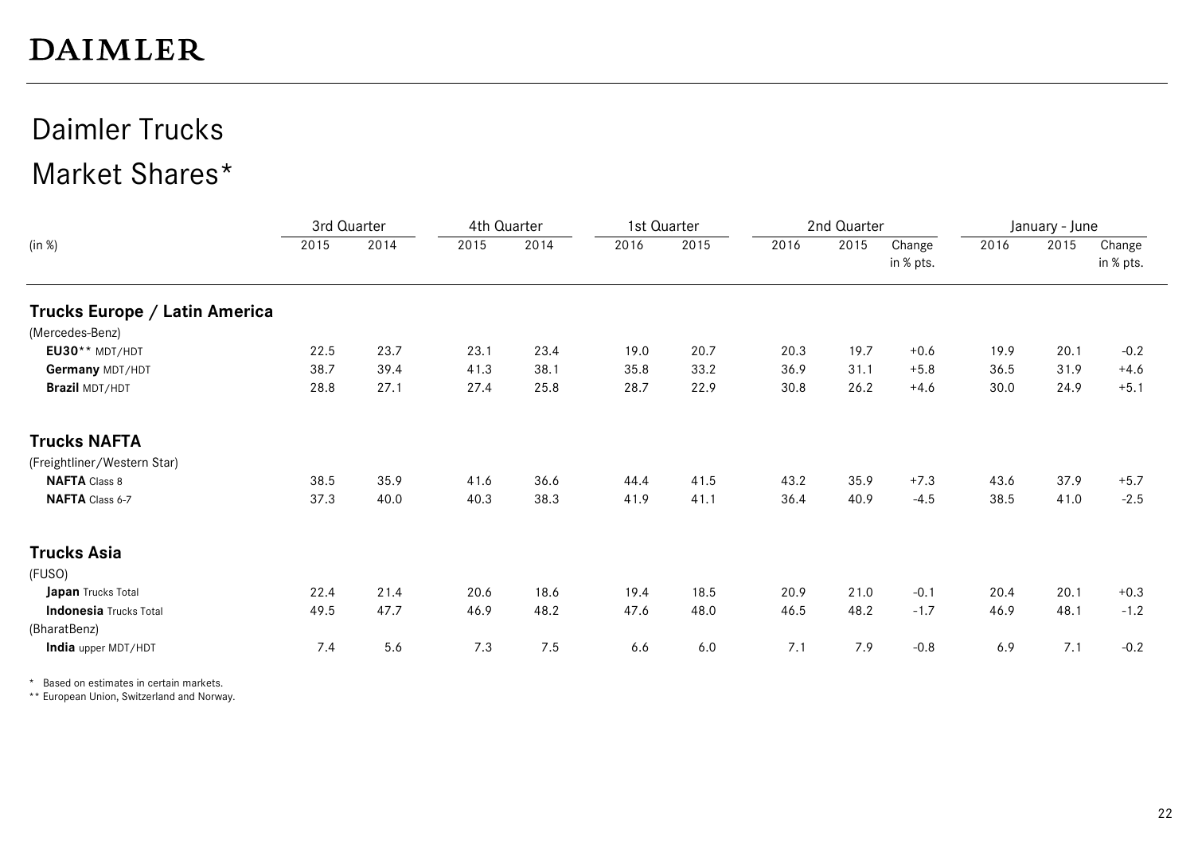# Daimler Trucks

## Market Shares*

| (in %) | 3rd Quarter | | 4th Quarter | | 1st Quarter | | 2nd Quarter | | | January - June | | |
|---|---|---|---|---|---|---|---|---|---|---|---|---|
| | 2015 | 2014 | 2015 | 2014 | 2016 | 2015 | 2016 | 2015 | Change in % pts. | 2016 | 2015 | Change in % pts. |
| **Trucks Europe / Latin America** | | | | | | | | | | | | |
| (Mercedes-Benz) | | | | | | | | | | | | |
| **EU30**** MDT/HDT | 22.5 | 23.7 | 23.1 | 23.4 | 19.0 | 20.7 | 20.3 | 19.7 | +0.6 | 19.9 | 20.1 | -0.2 |
| **Germany** MDT/HDT | 38.7 | 39.4 | 41.3 | 38.1 | 35.8 | 33.2 | 36.9 | 31.1 | +5.8 | 36.5 | 31.9 | +4.6 |
| **Brazil** MDT/HDT | 28.8 | 27.1 | 27.4 | 25.8 | 28.7 | 22.9 | 30.8 | 26.2 | +4.6 | 30.0 | 24.9 | +5.1 |
| **Trucks NAFTA** | | | | | | | | | | | | |
| (Freightliner/Western Star) | | | | | | | | | | | | |
| **NAFTA** Class 8 | 38.5 | 35.9 | 41.6 | 36.6 | 44.4 | 41.5 | 43.2 | 35.9 | +7.3 | 43.6 | 37.9 | +5.7 |
| **NAFTA** Class 6-7 | 37.3 | 40.0 | 40.3 | 38.3 | 41.9 | 41.1 | 36.4 | 40.9 | -4.5 | 38.5 | 41.0 | -2.5 |
| **Trucks Asia** | | | | | | | | | | | | |
| (FUSO) | | | | | | | | | | | | |
| **Japan** Trucks Total | 22.4 | 21.4 | 20.6 | 18.6 | 19.4 | 18.5 | 20.9 | 21.0 | -0.1 | 20.4 | 20.1 | +0.3 |
| **Indonesia** Trucks Total | 49.5 | 47.7 | 46.9 | 48.2 | 47.6 | 48.0 | 46.5 | 48.2 | -1.7 | 46.9 | 48.1 | -1.2 |
| (BharatBenz) | | | | | | | | | | | | |
| **India** upper MDT/HDT | 7.4 | 5.6 | 7.3 | 7.5 | 6.6 | 6.0 | 7.1 | 7.9 | -0.8 | 6.9 | 7.1 | -0.2 |

\* Based on estimates in certain markets.
** European Union, Switzerland and Norway.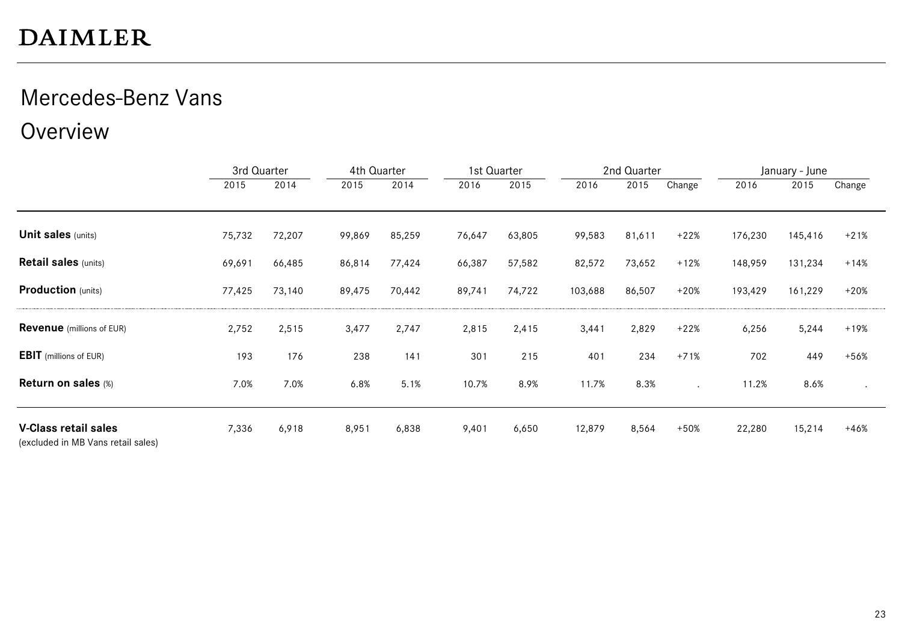# Mercedes-Benz Vans

## Overview

| | 3rd Quarter | | 4th Quarter | | 1st Quarter | | 2nd Quarter | | | January - June | | |
|---|---|---|---|---|---|---|---|---|---|---|---|---|
| | 2015 | 2014 | 2015 | 2014 | 2016 | 2015 | 2016 | 2015 | Change | 2016 | 2015 | Change |
| **Unit sales** (units) | 75,732 | 72,207 | 99,869 | 85,259 | 76,647 | 63,805 | 99,583 | 81,611 | +22% | 176,230 | 145,416 | +21% |
| **Retail sales** (units) | 69,691 | 66,485 | 86,814 | 77,424 | 66,387 | 57,582 | 82,572 | 73,652 | +12% | 148,959 | 131,234 | +14% |
| **Production** (units) | 77,425 | 73,140 | 89,475 | 70,442 | 89,741 | 74,722 | 103,688 | 86,507 | +20% | 193,429 | 161,229 | +20% |
| **Revenue** (millions of EUR) | 2,752 | 2,515 | 3,477 | 2,747 | 2,815 | 2,415 | 3,441 | 2,829 | +22% | 6,256 | 5,244 | +19% |
| **EBIT** (millions of EUR) | 193 | 176 | 238 | 141 | 301 | 215 | 401 | 234 | +71% | 702 | 449 | +56% |
| **Return on sales** (%) | 7.0% | 7.0% | 6.8% | 5.1% | 10.7% | 8.9% | 11.7% | 8.3% | . | 11.2% | 8.6% | . |
| **V-Class retail sales** (excluded in MB Vans retail sales) | 7,336 | 6,918 | 8,951 | 6,838 | 9,401 | 6,650 | 12,879 | 8,564 | +50% | 22,280 | 15,214 | +46% |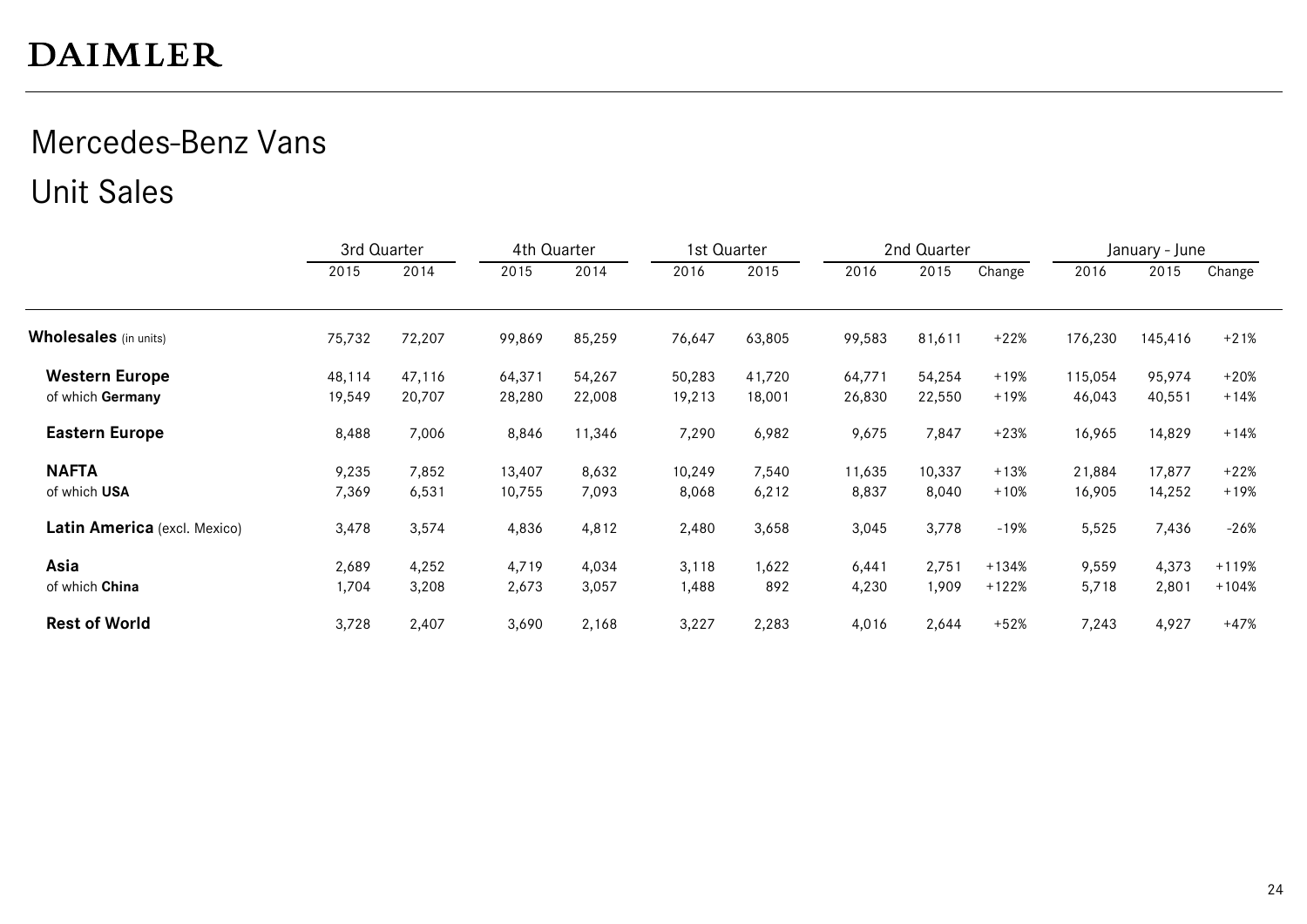# DAIMLER

## Mercedes-Benz Vans

## Unit Sales

| | 3rd Quarter | | 4th Quarter | | 1st Quarter | | 2nd Quarter | | | January - June | | |
|---|---|---|---|---|---|---|---|---|---|---|---|---|
| | 2015 | 2014 | 2015 | 2014 | 2016 | 2015 | 2016 | 2015 | Change | 2016 | 2015 | Change |
| **Wholesales** (in units) | 75,732 | 72,207 | 99,869 | 85,259 | 76,647 | 63,805 | 99,583 | 81,611 | +22% | 176,230 | 145,416 | +21% |
| **Western Europe** | 48,114 | 47,116 | 64,371 | 54,267 | 50,283 | 41,720 | 64,771 | 54,254 | +19% | 115,054 | 95,974 | +20% |
| of which **Germany** | 19,549 | 20,707 | 28,280 | 22,008 | 19,213 | 18,001 | 26,830 | 22,550 | +19% | 46,043 | 40,551 | +14% |
| **Eastern Europe** | 8,488 | 7,006 | 8,846 | 11,346 | 7,290 | 6,982 | 9,675 | 7,847 | +23% | 16,965 | 14,829 | +14% |
| **NAFTA** | 9,235 | 7,852 | 13,407 | 8,632 | 10,249 | 7,540 | 11,635 | 10,337 | +13% | 21,884 | 17,877 | +22% |
| of which **USA** | 7,369 | 6,531 | 10,755 | 7,093 | 8,068 | 6,212 | 8,837 | 8,040 | +10% | 16,905 | 14,252 | +19% |
| **Latin America** (excl. Mexico) | 3,478 | 3,574 | 4,836 | 4,812 | 2,480 | 3,658 | 3,045 | 3,778 | -19% | 5,525 | 7,436 | -26% |
| **Asia** | 2,689 | 4,252 | 4,719 | 4,034 | 3,118 | 1,622 | 6,441 | 2,751 | +134% | 9,559 | 4,373 | +119% |
| of which **China** | 1,704 | 3,208 | 2,673 | 3,057 | 1,488 | 892 | 4,230 | 1,909 | +122% | 5,718 | 2,801 | +104% |
| **Rest of World** | 3,728 | 2,407 | 3,690 | 2,168 | 3,227 | 2,283 | 4,016 | 2,644 | +52% | 7,243 | 4,927 | +47% |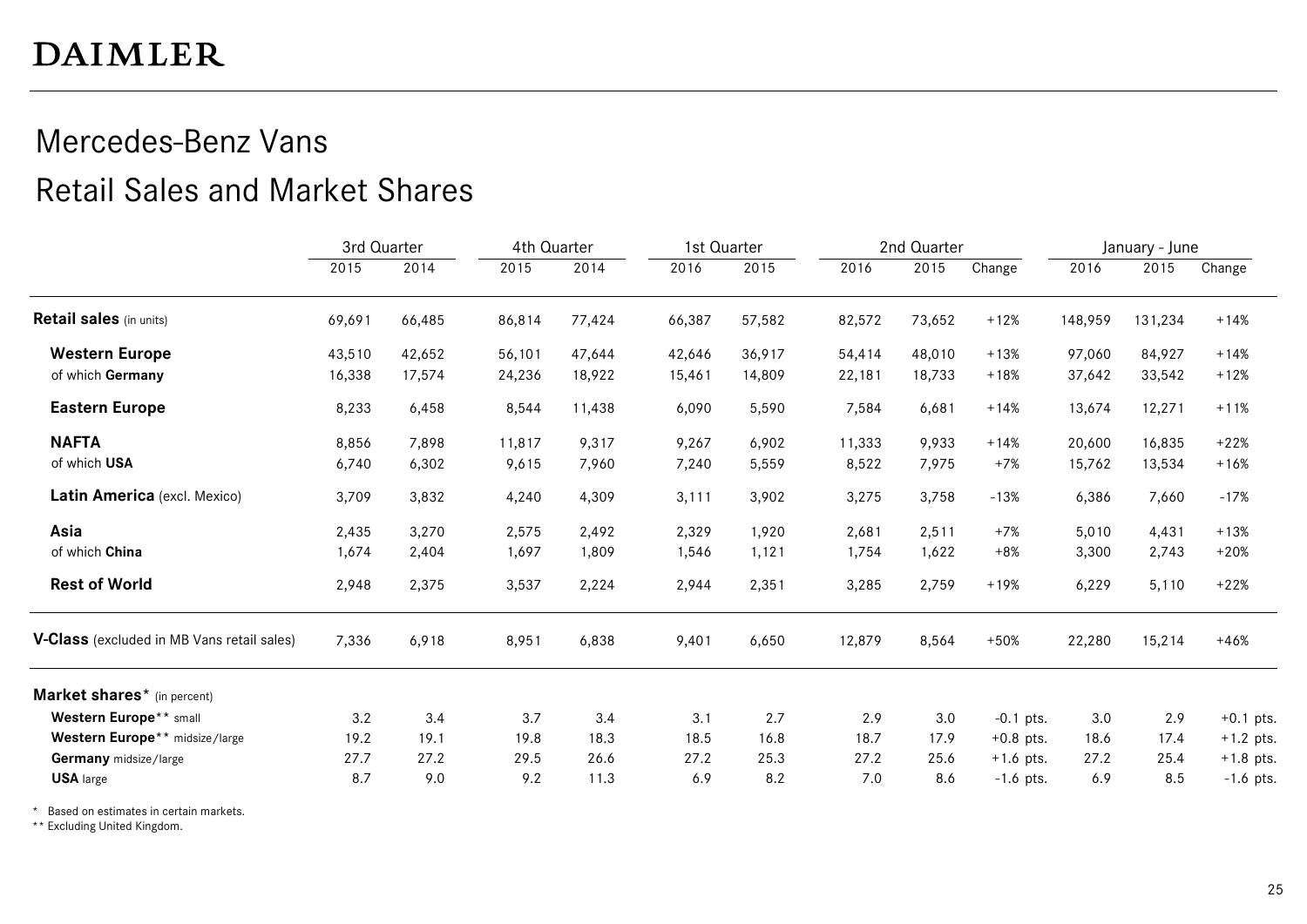# Mercedes-Benz Vans

## Retail Sales and Market Shares

| | 3rd Quarter | | 4th Quarter | | 1st Quarter | | 2nd Quarter | | | January - June | | |
|---|---|---|---|---|---|---|---|---|---|---|---|---|
| | 2015 | 2014 | 2015 | 2014 | 2016 | 2015 | 2016 | 2015 | Change | 2016 | 2015 | Change |
| **Retail sales** (in units) | 69,691 | 66,485 | 86,814 | 77,424 | 66,387 | 57,582 | 82,572 | 73,652 | +12% | 148,959 | 131,234 | +14% |
| **Western Europe** | 43,510 | 42,652 | 56,101 | 47,644 | 42,646 | 36,917 | 54,414 | 48,010 | +13% | 97,060 | 84,927 | +14% |
| of which **Germany** | 16,338 | 17,574 | 24,236 | 18,922 | 15,461 | 14,809 | 22,181 | 18,733 | +18% | 37,642 | 33,542 | +12% |
| **Eastern Europe** | 8,233 | 6,458 | 8,544 | 11,438 | 6,090 | 5,590 | 7,584 | 6,681 | +14% | 13,674 | 12,271 | +11% |
| **NAFTA** | 8,856 | 7,898 | 11,817 | 9,317 | 9,267 | 6,902 | 11,333 | 9,933 | +14% | 20,600 | 16,835 | +22% |
| of which **USA** | 6,740 | 6,302 | 9,615 | 7,960 | 7,240 | 5,559 | 8,522 | 7,975 | +7% | 15,762 | 13,534 | +16% |
| **Latin America** (excl. Mexico) | 3,709 | 3,832 | 4,240 | 4,309 | 3,111 | 3,902 | 3,275 | 3,758 | -13% | 6,386 | 7,660 | -17% |
| **Asia** | 2,435 | 3,270 | 2,575 | 2,492 | 2,329 | 1,920 | 2,681 | 2,511 | +7% | 5,010 | 4,431 | +13% |
| of which **China** | 1,674 | 2,404 | 1,697 | 1,809 | 1,546 | 1,121 | 1,754 | 1,622 | +8% | 3,300 | 2,743 | +20% |
| **Rest of World** | 2,948 | 2,375 | 3,537 | 2,224 | 2,944 | 2,351 | 3,285 | 2,759 | +19% | 6,229 | 5,110 | +22% |
| **V-Class** (excluded in MB Vans retail sales) | 7,336 | 6,918 | 8,951 | 6,838 | 9,401 | 6,650 | 12,879 | 8,564 | +50% | 22,280 | 15,214 | +46% |
| **Market shares*** (in percent) | | | | | | | | | | | | |
| **Western Europe**** small | 3.2 | 3.4 | 3.7 | 3.4 | 3.1 | 2.7 | 2.9 | 3.0 | -0.1 pts. | 3.0 | 2.9 | +0.1 pts. |
| **Western Europe**** midsize/large | 19.2 | 19.1 | 19.8 | 18.3 | 18.5 | 16.8 | 18.7 | 17.9 | +0.8 pts. | 18.6 | 17.4 | +1.2 pts. |
| **Germany** midsize/large | 27.7 | 27.2 | 29.5 | 26.6 | 27.2 | 25.3 | 27.2 | 25.6 | +1.6 pts. | 27.2 | 25.4 | +1.8 pts. |
| **USA** large | 8.7 | 9.0 | 9.2 | 11.3 | 6.9 | 8.2 | 7.0 | 8.6 | -1.6 pts. | 6.9 | 8.5 | -1.6 pts. |

\* Based on estimates in certain markets.
\*\* Excluding United Kingdom.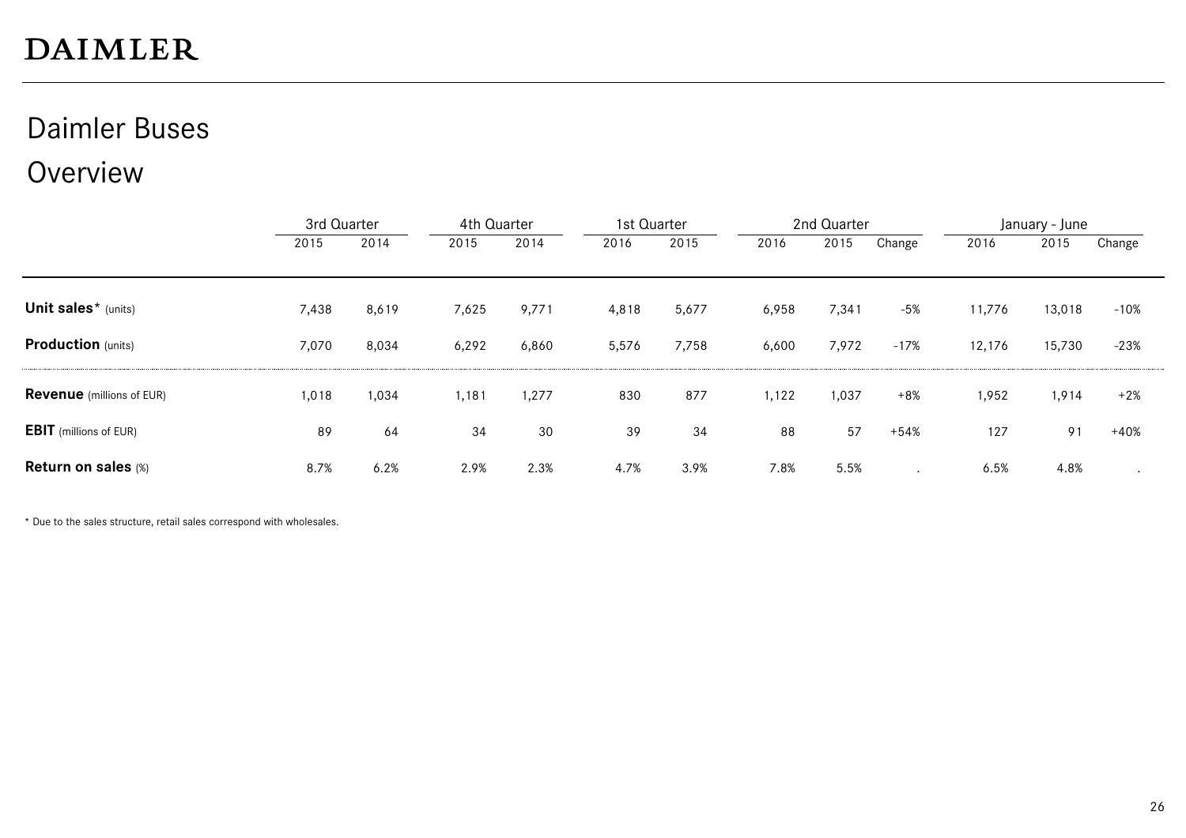# Daimler Buses

## Overview

| | 3rd Quarter | | 4th Quarter | | 1st Quarter | | 2nd Quarter | | | January - June | | |
|---|---|---|---|---|---|---|---|---|---|---|---|---|
| | 2015 | 2014 | 2015 | 2014 | 2016 | 2015 | 2016 | 2015 | Change | 2016 | 2015 | Change |
| **Unit sales*** (units) | 7,438 | 8,619 | 7,625 | 9,771 | 4,818 | 5,677 | 6,958 | 7,341 | -5% | 11,776 | 13,018 | -10% |
| **Production** (units) | 7,070 | 8,034 | 6,292 | 6,860 | 5,576 | 7,758 | 6,600 | 7,972 | -17% | 12,176 | 15,730 | -23% |
| **Revenue** (millions of EUR) | 1,018 | 1,034 | 1,181 | 1,277 | 830 | 877 | 1,122 | 1,037 | +8% | 1,952 | 1,914 | +2% |
| **EBIT** (millions of EUR) | 89 | 64 | 34 | 30 | 39 | 34 | 88 | 57 | +54% | 127 | 91 | +40% |
| **Return on sales** (%) | 8.7% | 6.2% | 2.9% | 2.3% | 4.7% | 3.9% | 7.8% | 5.5% | . | 6.5% | 4.8% | . |

* Due to the sales structure, retail sales correspond with wholesales.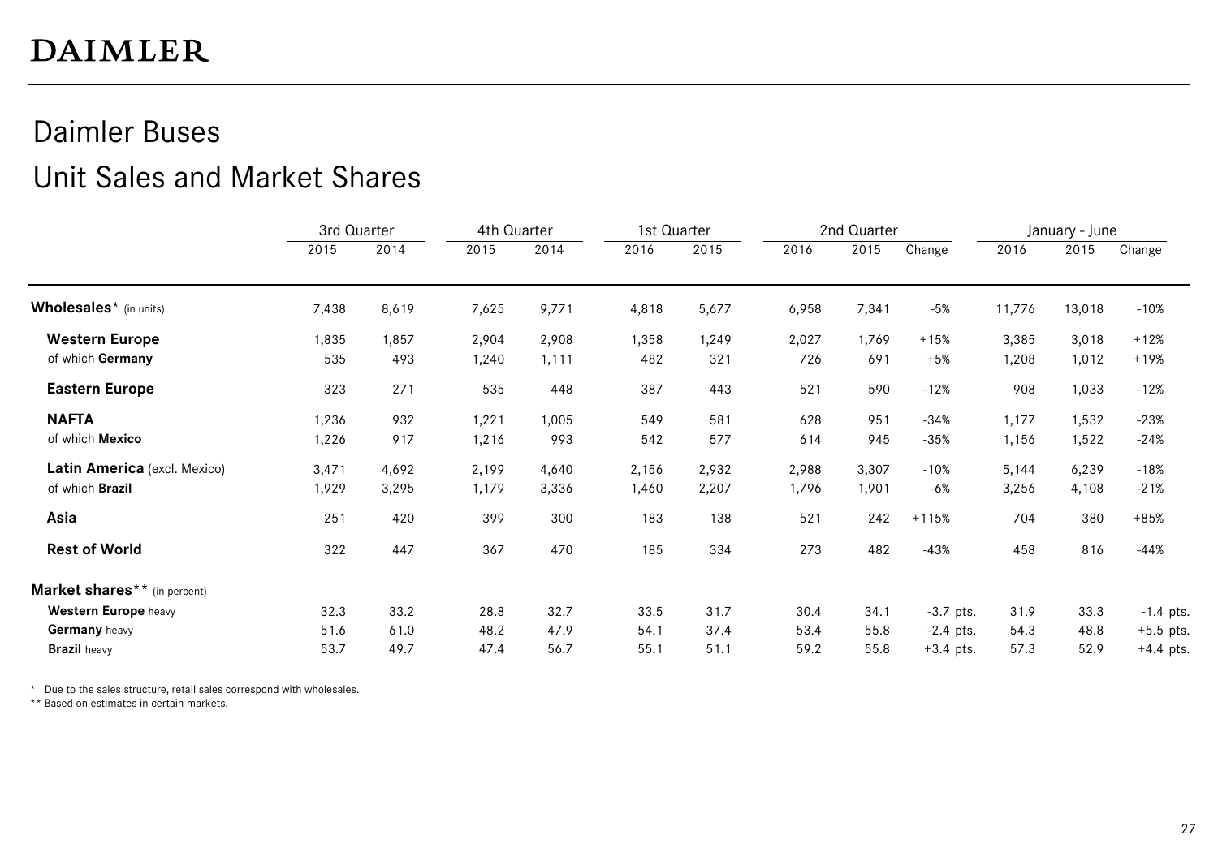# Daimler Buses

## Unit Sales and Market Shares

| | 3rd Quarter | | 4th Quarter | | 1st Quarter | | 2nd Quarter | | | January - June | | |
|---|---|---|---|---|---|---|---|---|---|---|---|---|
| | 2015 | 2014 | 2015 | 2014 | 2016 | 2015 | 2016 | 2015 | Change | 2016 | 2015 | Change |
| **Wholesales*** (in units) | 7,438 | 8,619 | 7,625 | 9,771 | 4,818 | 5,677 | 6,958 | 7,341 | -5% | 11,776 | 13,018 | -10% |
| **Western Europe** | 1,835 | 1,857 | 2,904 | 2,908 | 1,358 | 1,249 | 2,027 | 1,769 | +15% | 3,385 | 3,018 | +12% |
| of which **Germany** | 535 | 493 | 1,240 | 1,111 | 482 | 321 | 726 | 691 | +5% | 1,208 | 1,012 | +19% |
| **Eastern Europe** | 323 | 271 | 535 | 448 | 387 | 443 | 521 | 590 | -12% | 908 | 1,033 | -12% |
| **NAFTA** | 1,236 | 932 | 1,221 | 1,005 | 549 | 581 | 628 | 951 | -34% | 1,177 | 1,532 | -23% |
| of which **Mexico** | 1,226 | 917 | 1,216 | 993 | 542 | 577 | 614 | 945 | -35% | 1,156 | 1,522 | -24% |
| **Latin America** (excl. Mexico) | 3,471 | 4,692 | 2,199 | 4,640 | 2,156 | 2,932 | 2,988 | 3,307 | -10% | 5,144 | 6,239 | -18% |
| of which **Brazil** | 1,929 | 3,295 | 1,179 | 3,336 | 1,460 | 2,207 | 1,796 | 1,901 | -6% | 3,256 | 4,108 | -21% |
| **Asia** | 251 | 420 | 399 | 300 | 183 | 138 | 521 | 242 | +115% | 704 | 380 | +85% |
| **Rest of World** | 322 | 447 | 367 | 470 | 185 | 334 | 273 | 482 | -43% | 458 | 816 | -44% |
| **Market shares**** (in percent) | | | | | | | | | | | | |
| **Western Europe** heavy | 32.3 | 33.2 | 28.8 | 32.7 | 33.5 | 31.7 | 30.4 | 34.1 | -3.7 pts. | 31.9 | 33.3 | -1.4 pts. |
| **Germany** heavy | 51.6 | 61.0 | 48.2 | 47.9 | 54.1 | 37.4 | 53.4 | 55.8 | -2.4 pts. | 54.3 | 48.8 | +5.5 pts. |
| **Brazil** heavy | 53.7 | 49.7 | 47.4 | 56.7 | 55.1 | 51.1 | 59.2 | 55.8 | +3.4 pts. | 57.3 | 52.9 | +4.4 pts. |

\* Due to the sales structure, retail sales correspond with wholesales.

\*\* Based on estimates in certain markets.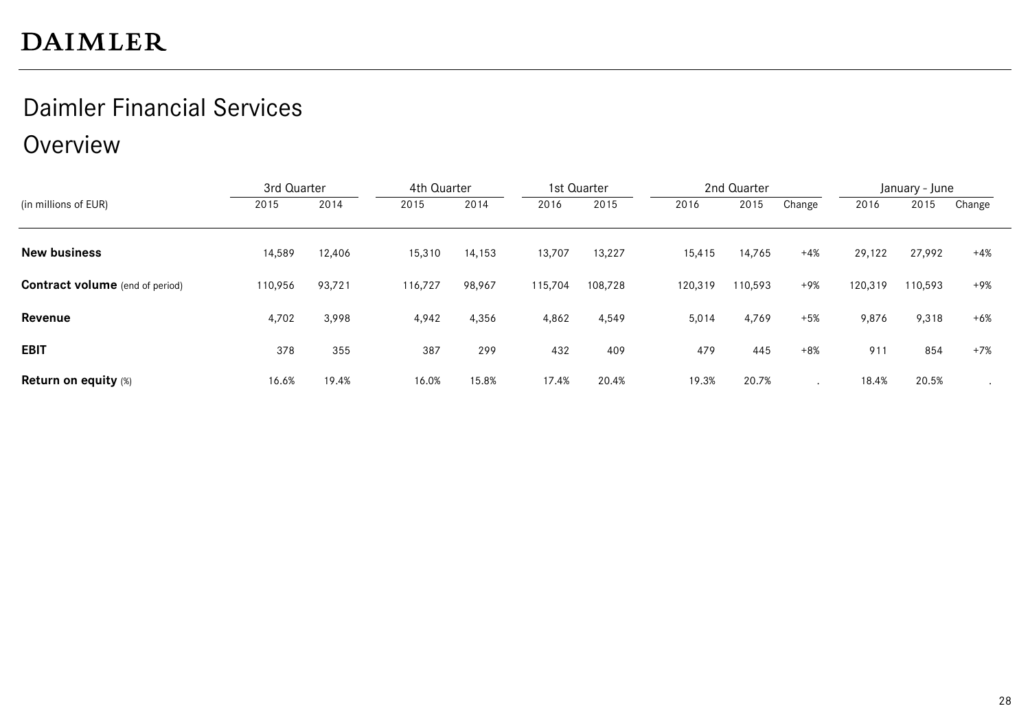# Daimler Financial Services

## Overview

| (in millions of EUR) | 3rd Quarter | | 4th Quarter | | 1st Quarter | | 2nd Quarter | | | January - June | | |
|---|---|---|---|---|---|---|---|---|---|---|---|---|
| | 2015 | 2014 | 2015 | 2014 | 2016 | 2015 | 2016 | 2015 | Change | 2016 | 2015 | Change |
| **New business** | 14,589 | 12,406 | 15,310 | 14,153 | 13,707 | 13,227 | 15,415 | 14,765 | +4% | 29,122 | 27,992 | +4% |
| **Contract volume** (end of period) | 110,956 | 93,721 | 116,727 | 98,967 | 115,704 | 108,728 | 120,319 | 110,593 | +9% | 120,319 | 110,593 | +9% |
| **Revenue** | 4,702 | 3,998 | 4,942 | 4,356 | 4,862 | 4,549 | 5,014 | 4,769 | +5% | 9,876 | 9,318 | +6% |
| **EBIT** | 378 | 355 | 387 | 299 | 432 | 409 | 479 | 445 | +8% | 911 | 854 | +7% |
| **Return on equity** (%) | 16.6% | 19.4% | 16.0% | 15.8% | 17.4% | 20.4% | 19.3% | 20.7% | . | 18.4% | 20.5% | . |